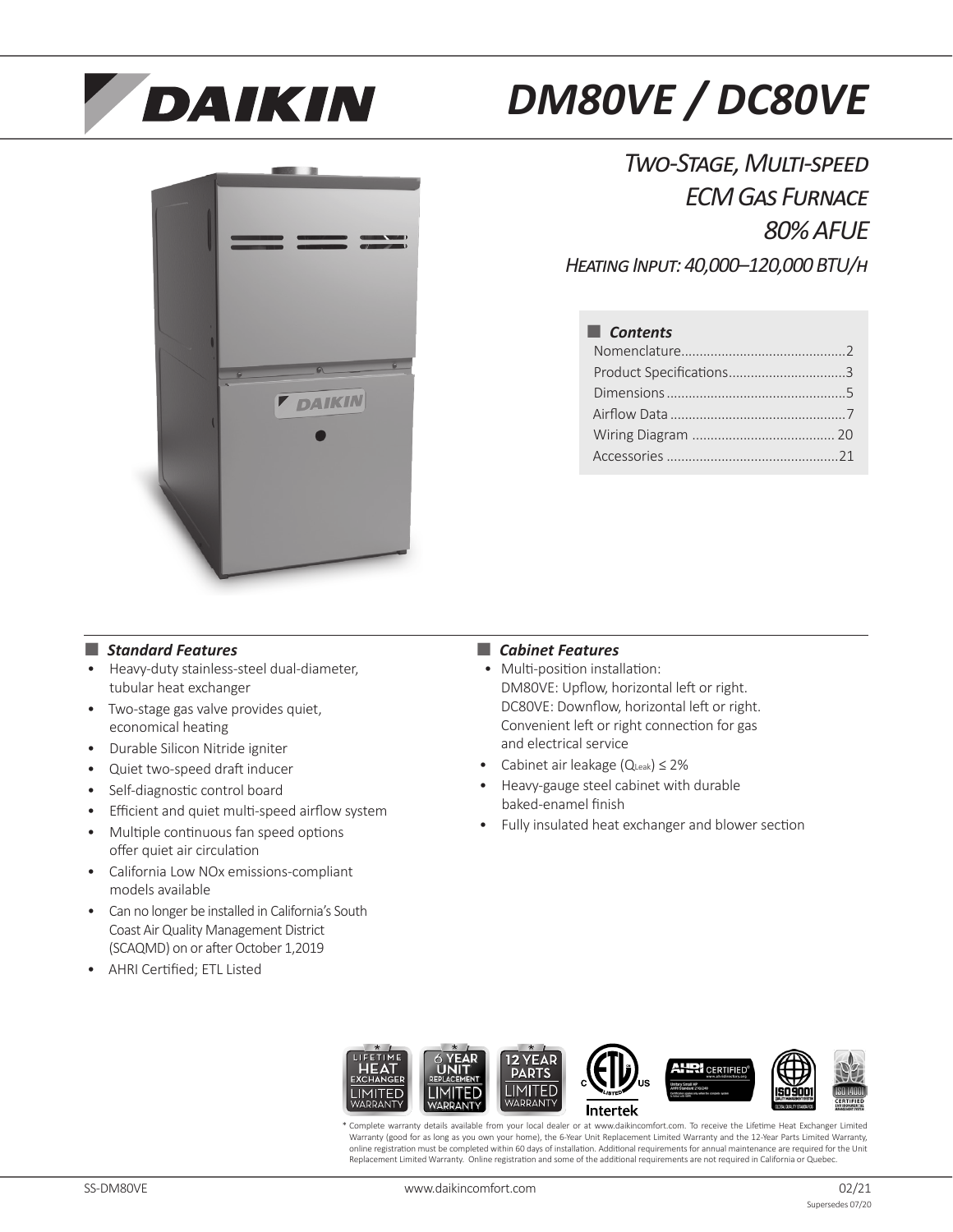# DAIKIN

# DM80VE / DC80VE

## Two-Stage, Multi-speed ECM Gas Furnace 80% AFUE

*Heating Input: 40,000–120,000 BTU/h*

### Contents

| | |
|---|---|
| Nomenclature | 2 |
| Product Specifications | 3 |
| Dimensions | 5 |
| Airflow Data | 7 |
| Wiring Diagram | 20 |
| Accessories | 21 |

### *Standard Features*

- Heavy-duty stainless-steel dual-diameter, tubular heat exchanger
- Two-stage gas valve provides quiet, economical heating
- Durable Silicon Nitride igniter
- Quiet two-speed draft inducer
- Self-diagnostic control board
- Efficient and quiet multi-speed airflow system
- Multiple continuous fan speed options offer quiet air circulation
- California Low NOx emissions-compliant models available
- Can no longer be installed in California's South Coast Air Quality Management District (SCAQMD) on or after October 1,2019
- AHRI Certified; ETL Listed

### *Cabinet Features*

- Multi-position installation: DM80VE: Upflow, horizontal left or right. DC80VE: Downflow, horizontal left or right. Convenient left or right connection for gas and electrical service
- Cabinet air leakage ($Q_{Leak}$) ≤ 2%
- Heavy-gauge steel cabinet with durable baked-enamel finish
- Fully insulated heat exchanger and blower section

\* Complete warranty details available from your local dealer or at www.daikincomfort.com. To receive the Lifetime Heat Exchanger Limited Warranty (good for as long as you own your home), the 6-Year Unit Replacement Limited Warranty and the 12-Year Parts Limited Warranty, online registration must be completed within 60 days of installation. Additional requirements for annual maintenance are required for the Unit Replacement Limited Warranty. Online registration and some of the additional requirements are not required in California or Quebec.

SS-DM80VE www.daikincomfort.com 02/21 Supersedes 07/20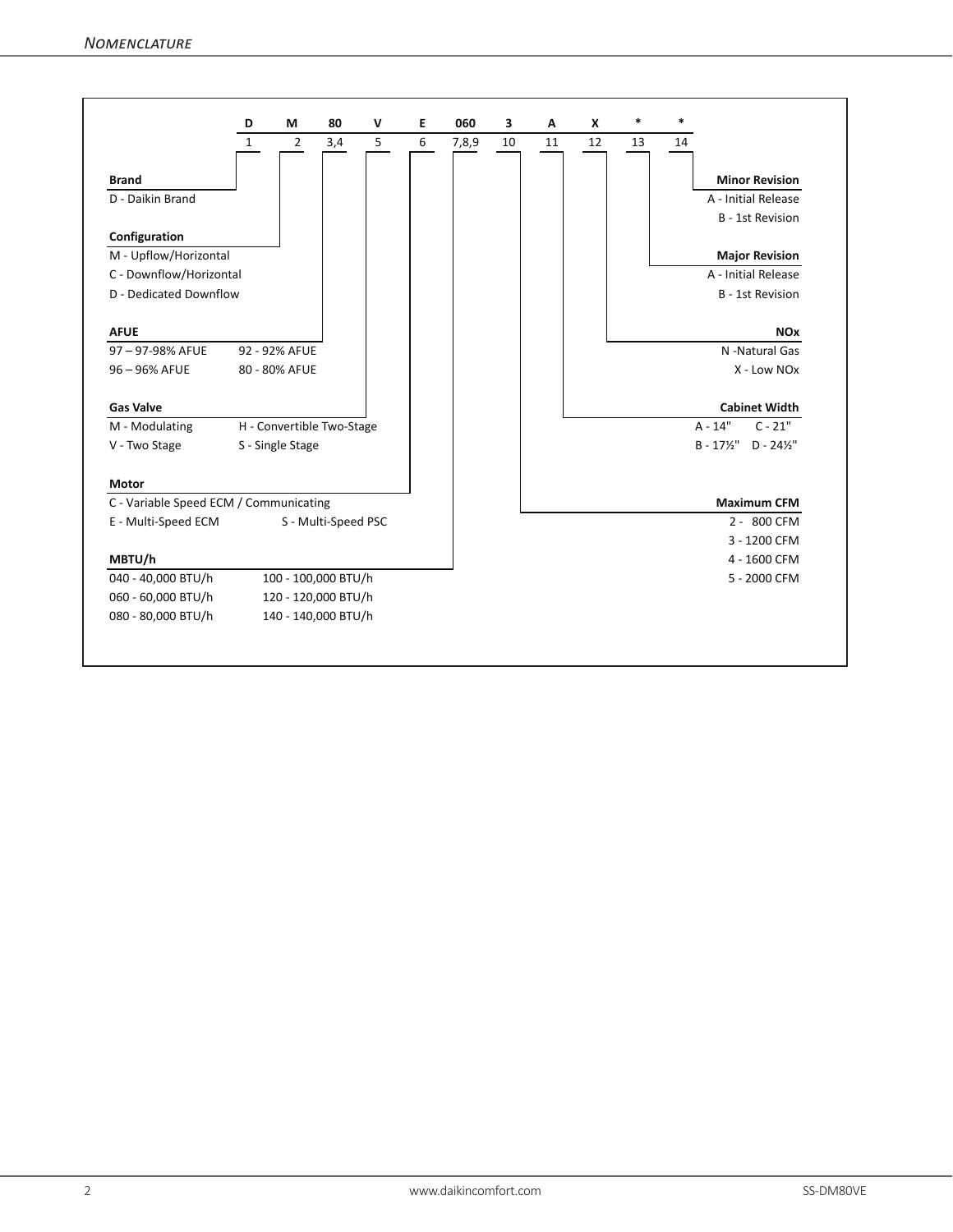## Nomenclature

| D | M | 80 | V | E | 060 | 3 | A | X | * | * |
|---|---|---|---|---|---|---|---|---|---|---|
| 1 | 2 | 3,4 | 5 | 6 | 7,8,9 | 10 | 11 | 12 | 13 | 14 |

**Brand**

D - Daikin Brand

**Configuration**

M - Upflow/Horizontal
C - Downflow/Horizontal
D - Dedicated Downflow

**AFUE**

97 – 97-98% AFUE
96 – 96% AFUE
92 - 92% AFUE
80 - 80% AFUE

**Gas Valve**

M - Modulating
V - Two Stage
H - Convertible Two-Stage
S - Single Stage

**Motor**

C - Variable Speed ECM / Communicating
E - Multi-Speed ECM
S - Multi-Speed PSC

**MBTU/h**

040 - 40,000 BTU/h
060 - 60,000 BTU/h
080 - 80,000 BTU/h
100 - 100,000 BTU/h
120 - 120,000 BTU/h
140 - 140,000 BTU/h

**Minor Revision**

A - Initial Release
B - 1st Revision

**Major Revision**

A - Initial Release
B - 1st Revision

**NOx**

N -Natural Gas
X - Low NOx

**Cabinet Width**

A - 14"
B - 17½"
C - 21"
D - 24½"

**Maximum CFM**

2 - 800 CFM
3 - 1200 CFM
4 - 1600 CFM
5 - 2000 CFM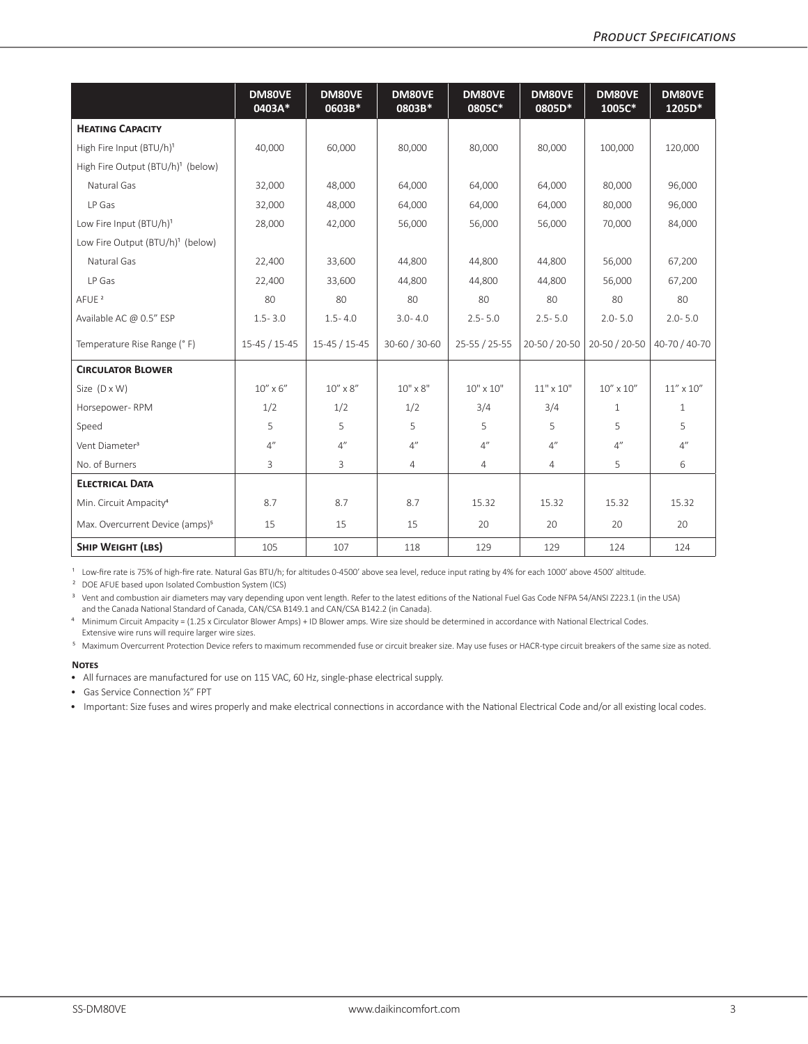| | DM80VE 0403A* | DM80VE 0603B* | DM80VE 0803B* | DM80VE 0805C* | DM80VE 0805D* | DM80VE 1005C* | DM80VE 1205D* |
|---|---|---|---|---|---|---|---|
| **Heating Capacity** | | | | | | | |
| High Fire Input (BTU/h)[1] | 40,000 | 60,000 | 80,000 | 80,000 | 80,000 | 100,000 | 120,000 |
| High Fire Output (BTU/h)[1] (below) | | | | | | | |
| Natural Gas | 32,000 | 48,000 | 64,000 | 64,000 | 64,000 | 80,000 | 96,000 |
| LP Gas | 32,000 | 48,000 | 64,000 | 64,000 | 64,000 | 80,000 | 96,000 |
| Low Fire Input (BTU/h)[1] | 28,000 | 42,000 | 56,000 | 56,000 | 56,000 | 70,000 | 84,000 |
| Low Fire Output (BTU/h)[1] (below) | | | | | | | |
| Natural Gas | 22,400 | 33,600 | 44,800 | 44,800 | 44,800 | 56,000 | 67,200 |
| LP Gas | 22,400 | 33,600 | 44,800 | 44,800 | 44,800 | 56,000 | 67,200 |
| AFUE [2] | 80 | 80 | 80 | 80 | 80 | 80 | 80 |
| Available AC @ 0.5" ESP | 1.5- 3.0 | 1.5- 4.0 | 3.0- 4.0 | 2.5- 5.0 | 2.5- 5.0 | 2.0- 5.0 | 2.0- 5.0 |
| Temperature Rise Range (° F) | 15-45 / 15-45 | 15-45 / 15-45 | 30-60 / 30-60 | 25-55 / 25-55 | 20-50 / 20-50 | 20-50 / 20-50 | 40-70 / 40-70 |
| **Circulator Blower** | | | | | | | |
| Size (D x W) | 10" x 6" | 10" x 8" | 10" x 8" | 10" x 10" | 11" x 10" | 10" x 10" | 11" x 10" |
| Horsepower- RPM | 1/2 | 1/2 | 1/2 | 3/4 | 3/4 | 1 | 1 |
| Speed | 5 | 5 | 5 | 5 | 5 | 5 | 5 |
| Vent Diameter[3] | 4" | 4" | 4" | 4" | 4" | 4" | 4" |
| No. of Burners | 3 | 3 | 4 | 4 | 4 | 5 | 6 |
| **Electrical Data** | | | | | | | |
| Min. Circuit Ampacity[4] | 8.7 | 8.7 | 8.7 | 15.32 | 15.32 | 15.32 | 15.32 |
| Max. Overcurrent Device (amps)[5] | 15 | 15 | 15 | 20 | 20 | 20 | 20 |
| **Ship Weight (lbs)** | 105 | 107 | 118 | 129 | 129 | 124 | 124 |

[1] Low-fire rate is 75% of high-fire rate. Natural Gas BTU/h; for altitudes 0-4500' above sea level, reduce input rating by 4% for each 1000' above 4500' altitude.

[2] DOE AFUE based upon Isolated Combustion System (ICS)

[3] Vent and combustion air diameters may vary depending upon vent length. Refer to the latest editions of the National Fuel Gas Code NFPA 54/ANSI Z223.1 (in the USA) and the Canada National Standard of Canada, CAN/CSA B149.1 and CAN/CSA B142.2 (in Canada).

[4] Minimum Circuit Ampacity = (1.25 x Circulator Blower Amps) + ID Blower amps. Wire size should be determined in accordance with National Electrical Codes. Extensive wire runs will require larger wire sizes.

[5] Maximum Overcurrent Protection Device refers to maximum recommended fuse or circuit breaker size. May use fuses or HACR-type circuit breakers of the same size as noted.

**Notes**

- All furnaces are manufactured for use on 115 VAC, 60 Hz, single-phase electrical supply.
- Gas Service Connection ½" FPT
- Important: Size fuses and wires properly and make electrical connections in accordance with the National Electrical Code and/or all existing local codes.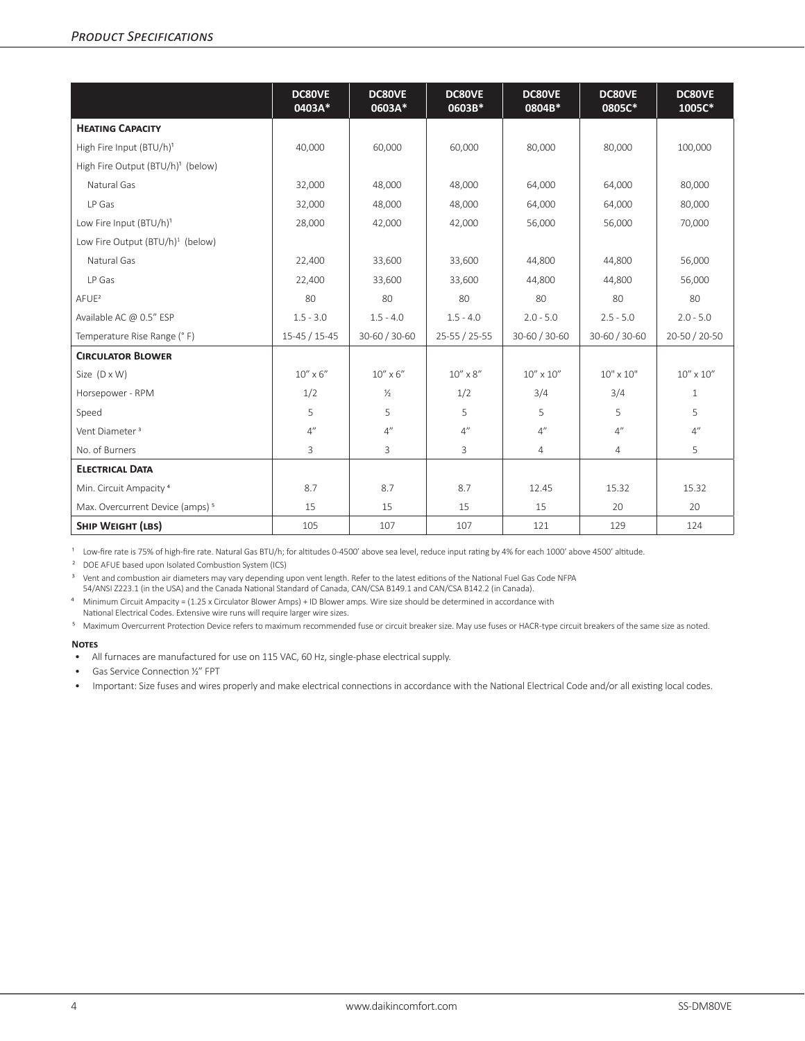## Product Specifications

| | DC80VE 0403A* | DC80VE 0603A* | DC80VE 0603B* | DC80VE 0804B* | DC80VE 0805C* | DC80VE 1005C* |
|---|---|---|---|---|---|---|
| **Heating Capacity** | | | | | | |
| High Fire Input (BTU/h)[1] | 40,000 | 60,000 | 60,000 | 80,000 | 80,000 | 100,000 |
| High Fire Output (BTU/h)[1] (below) | | | | | | |
| Natural Gas | 32,000 | 48,000 | 48,000 | 64,000 | 64,000 | 80,000 |
| LP Gas | 32,000 | 48,000 | 48,000 | 64,000 | 64,000 | 80,000 |
| Low Fire Input (BTU/h)[1] | 28,000 | 42,000 | 42,000 | 56,000 | 56,000 | 70,000 |
| Low Fire Output (BTU/h)[1] (below) | | | | | | |
| Natural Gas | 22,400 | 33,600 | 33,600 | 44,800 | 44,800 | 56,000 |
| LP Gas | 22,400 | 33,600 | 33,600 | 44,800 | 44,800 | 56,000 |
| AFUE[2] | 80 | 80 | 80 | 80 | 80 | 80 |
| Available AC @ 0.5" ESP | 1.5 - 3.0 | 1.5 - 4.0 | 1.5 - 4.0 | 2.0 - 5.0 | 2.5 - 5.0 | 2.0 - 5.0 |
| Temperature Rise Range (° F) | 15-45 / 15-45 | 30-60 / 30-60 | 25-55 / 25-55 | 30-60 / 30-60 | 30-60 / 30-60 | 20-50 / 20-50 |
| **Circulator Blower** | | | | | | |
| Size (D x W) | 10" x 6" | 10" x 6" | 10" x 8" | 10" x 10" | 10" x 10" | 10" x 10" |
| Horsepower - RPM | 1/2 | ½ | 1/2 | 3/4 | 3/4 | 1 |
| Speed | 5 | 5 | 5 | 5 | 5 | 5 |
| Vent Diameter [3] | 4" | 4" | 4" | 4" | 4" | 4" |
| No. of Burners | 3 | 3 | 3 | 4 | 4 | 5 |
| **Electrical Data** | | | | | | |
| Min. Circuit Ampacity [4] | 8.7 | 8.7 | 8.7 | 12.45 | 15.32 | 15.32 |
| Max. Overcurrent Device (amps) [5] | 15 | 15 | 15 | 15 | 20 | 20 |
| **Ship Weight (lbs)** | 105 | 107 | 107 | 121 | 129 | 124 |

[1] Low-fire rate is 75% of high-fire rate. Natural Gas BTU/h; for altitudes 0-4500' above sea level, reduce input rating by 4% for each 1000' above 4500' altitude.

[2] DOE AFUE based upon Isolated Combustion System (ICS)

[3] Vent and combustion air diameters may vary depending upon vent length. Refer to the latest editions of the National Fuel Gas Code NFPA 54/ANSI Z223.1 (in the USA) and the Canada National Standard of Canada, CAN/CSA B149.1 and CAN/CSA B142.2 (in Canada).

[4] Minimum Circuit Ampacity = (1.25 x Circulator Blower Amps) + ID Blower amps. Wire size should be determined in accordance with National Electrical Codes. Extensive wire runs will require larger wire sizes.

[5] Maximum Overcurrent Protection Device refers to maximum recommended fuse or circuit breaker size. May use fuses or HACR-type circuit breakers of the same size as noted.

**Notes**

- All furnaces are manufactured for use on 115 VAC, 60 Hz, single-phase electrical supply.
- Gas Service Connection ½" FPT
- Important: Size fuses and wires properly and make electrical connections in accordance with the National Electrical Code and/or all existing local codes.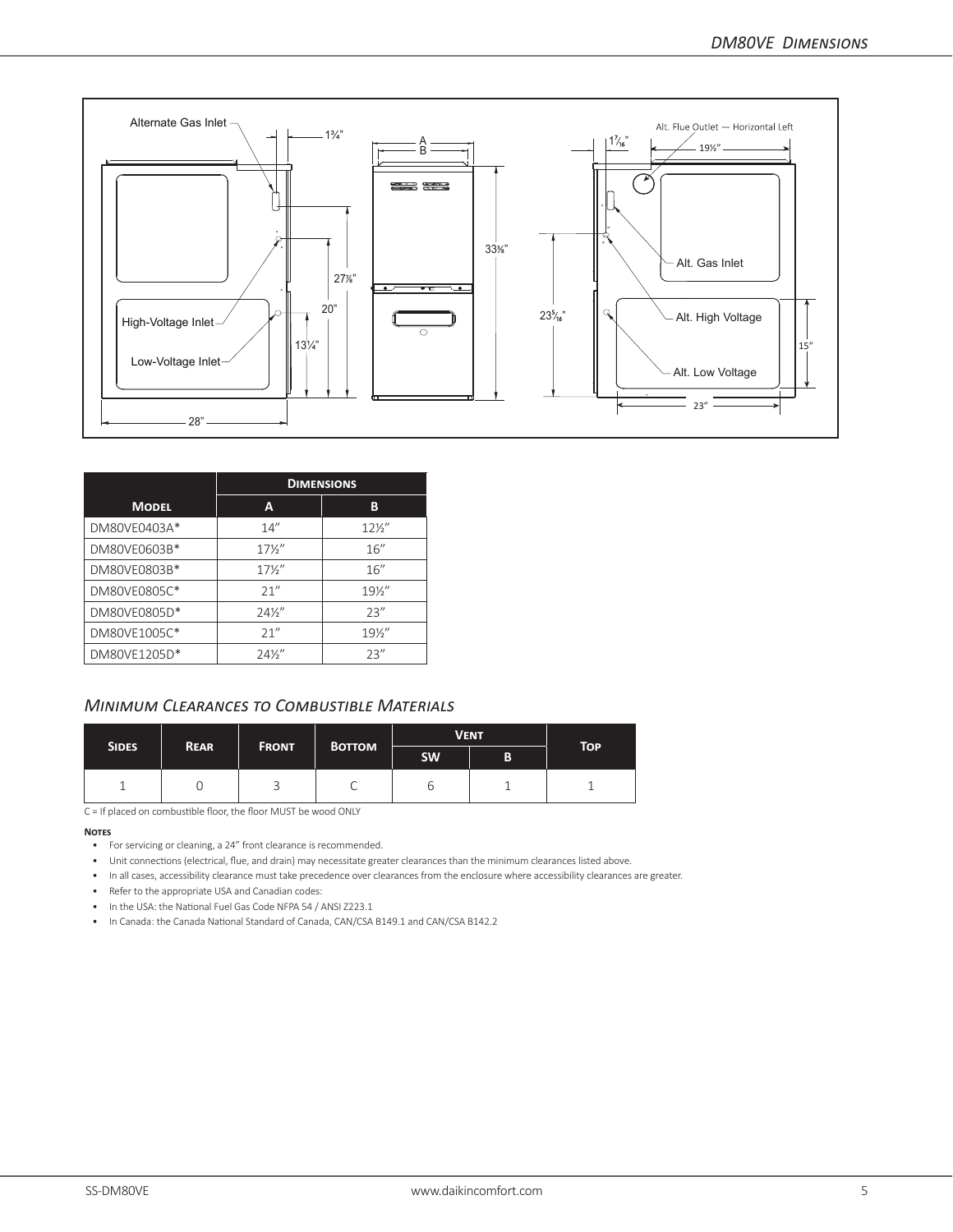Alternate Gas Inlet

1¾"

A

B

1⁷⁄₁₆"

Alt. Flue Outlet — Horizontal Left

19½"

33⅜"

27⅞"

20"

13¼"

23⁵⁄₁₆"

High-Voltage Inlet

Low-Voltage Inlet

28"

Alt. Gas Inlet

Alt. High Voltage

Alt. Low Voltage

15"

23"

| Model | Dimensions | |
|---|---|---|
| | A | B |
| DM80VE0403A* | 14" | 12½" |
| DM80VE0603B* | 17½" | 16" |
| DM80VE0803B* | 17½" | 16" |
| DM80VE0805C* | 21" | 19½" |
| DM80VE0805D* | 24½" | 23" |
| DM80VE1005C* | 21" | 19½" |
| DM80VE1205D* | 24½" | 23" |

## *Minimum Clearances to Combustible Materials*

| Sides | Rear | Front | Bottom | Vent | | Top |
|---|---|---|---|---|---|---|
| | | | | SW | B | |
| 1 | 0 | 3 | C | 6 | 1 | 1 |

C = If placed on combustible floor, the floor MUST be wood ONLY

**Notes**

- For servicing or cleaning, a 24" front clearance is recommended.
- Unit connections (electrical, flue, and drain) may necessitate greater clearances than the minimum clearances listed above.
- In all cases, accessibility clearance must take precedence over clearances from the enclosure where accessibility clearances are greater.
- Refer to the appropriate USA and Canadian codes:
- In the USA: the National Fuel Gas Code NFPA 54 / ANSI Z223.1
- In Canada: the Canada National Standard of Canada, CAN/CSA B149.1 and CAN/CSA B142.2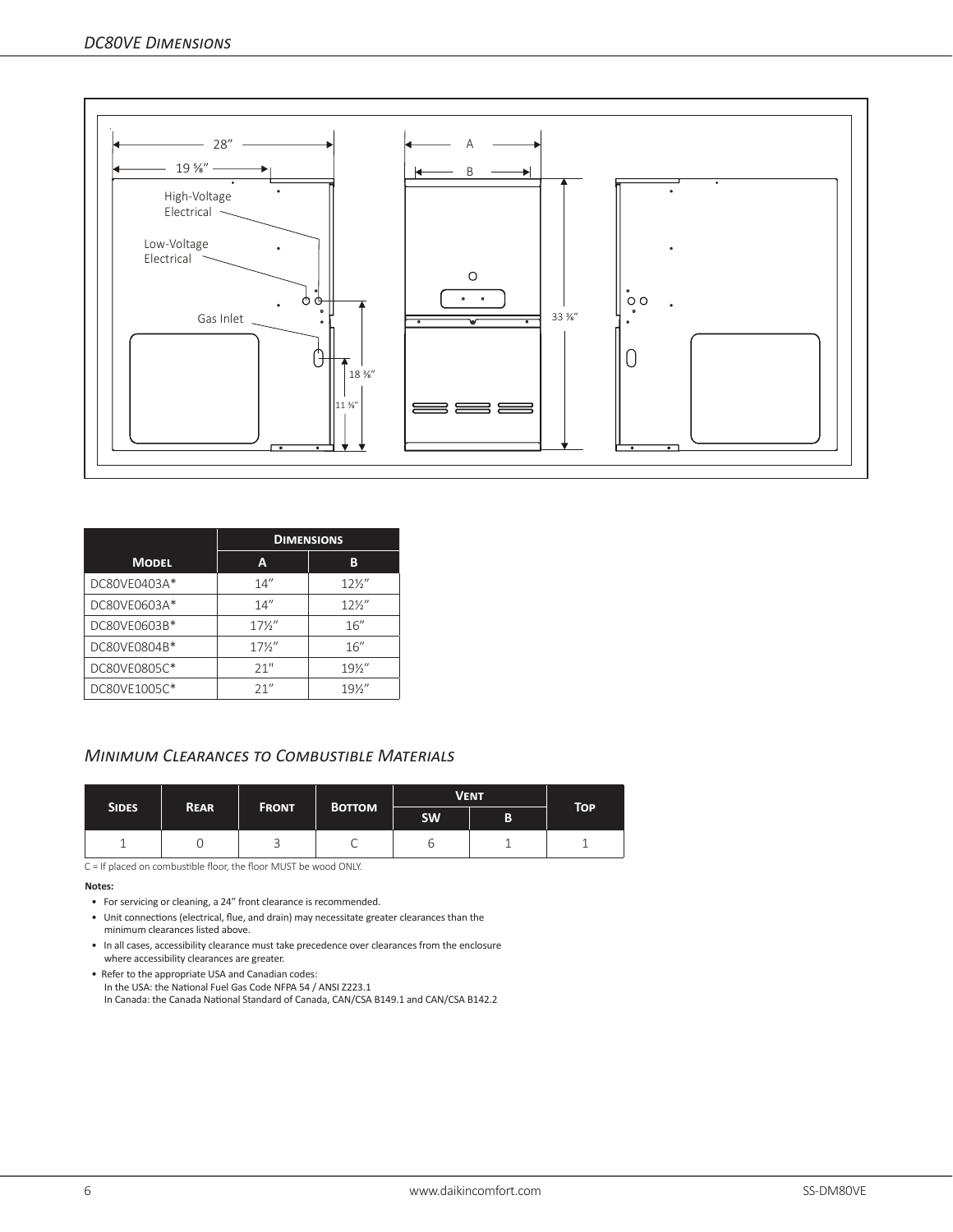## *DC80VE Dimensions*

28"

19 ⅝"

High-Voltage Electrical

Low-Voltage Electrical

Gas Inlet

18 ⅜"

11 ⅜"

A

B

33 ⅜"

| | Dimensions | |
|---|---|---|
| Model | A | B |
| DC80VE0403A* | 14" | 12½" |
| DC80VE0603A* | 14" | 12½" |
| DC80VE0603B* | 17½" | 16" |
| DC80VE0804B* | 17½" | 16" |
| DC80VE0805C* | 21" | 19½" |
| DC80VE1005C* | 21" | 19½" |

## *Minimum Clearances to Combustible Materials*

| Sides | Rear | Front | Bottom | Vent | | Top |
|---|---|---|---|---|---|---|
| | | | | SW | B | |
| 1 | 0 | 3 | C | 6 | 1 | 1 |

C = If placed on combustible floor, the floor MUST be wood ONLY.

**Notes:**

- For servicing or cleaning, a 24" front clearance is recommended.
- Unit connections (electrical, flue, and drain) may necessitate greater clearances than the minimum clearances listed above.
- In all cases, accessibility clearance must take precedence over clearances from the enclosure where accessibility clearances are greater.
- Refer to the appropriate USA and Canadian codes:
  In the USA: the National Fuel Gas Code NFPA 54 / ANSI Z223.1
  In Canada: the Canada National Standard of Canada, CAN/CSA B149.1 and CAN/CSA B142.2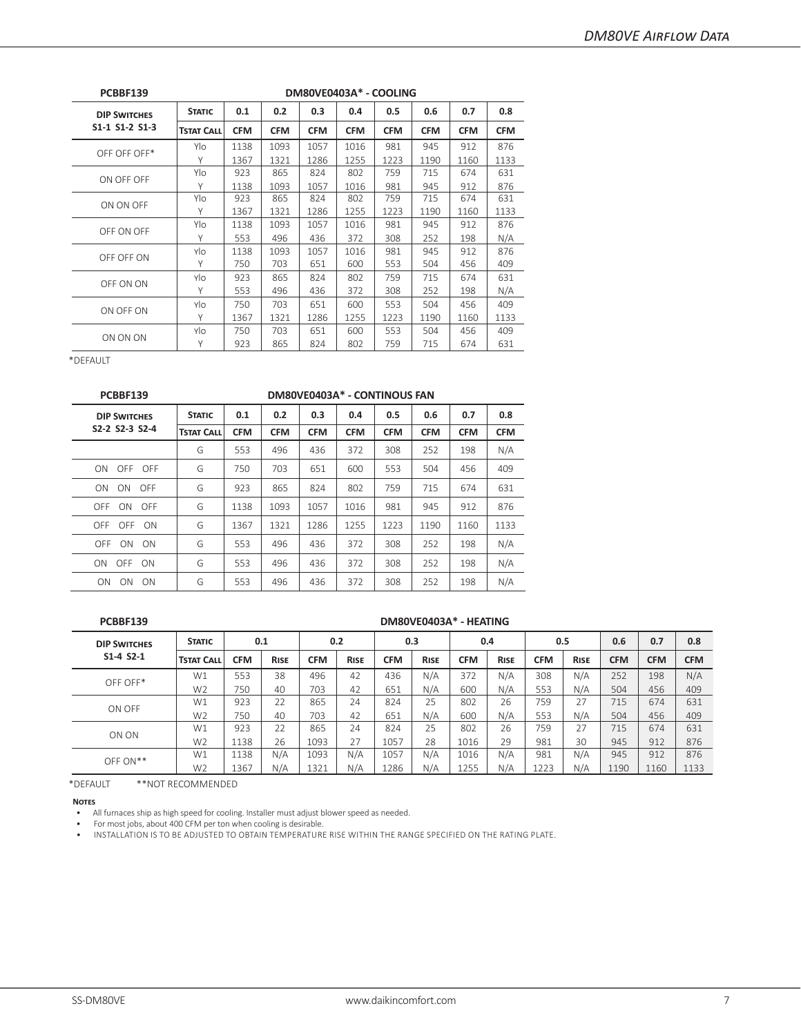# DM80VE Airflow Data

| PCBBF139 | DM80VE0403A* - COOLING | | | | | | | | |
|---|---|---|---|---|---|---|---|---|---|
| **DIP SWITCHES** | **STATIC** | **0.1** | **0.2** | **0.3** | **0.4** | **0.5** | **0.6** | **0.7** | **0.8** |
| **S1-1 S1-2 S1-3** | **TSTAT CALL** | **CFM** | **CFM** | **CFM** | **CFM** | **CFM** | **CFM** | **CFM** | **CFM** |
| OFF OFF OFF* | Ylo | 1138 | 1093 | 1057 | 1016 | 981 | 945 | 912 | 876 |
| | Y | 1367 | 1321 | 1286 | 1255 | 1223 | 1190 | 1160 | 1133 |
| ON OFF OFF | Ylo | 923 | 865 | 824 | 802 | 759 | 715 | 674 | 631 |
| | Y | 1138 | 1093 | 1057 | 1016 | 981 | 945 | 912 | 876 |
| ON ON OFF | Ylo | 923 | 865 | 824 | 802 | 759 | 715 | 674 | 631 |
| | Y | 1367 | 1321 | 1286 | 1255 | 1223 | 1190 | 1160 | 1133 |
| OFF ON OFF | Ylo | 1138 | 1093 | 1057 | 1016 | 981 | 945 | 912 | 876 |
| | Y | 553 | 496 | 436 | 372 | 308 | 252 | 198 | N/A |
| OFF OFF ON | Ylo | 1138 | 1093 | 1057 | 1016 | 981 | 945 | 912 | 876 |
| | Y | 750 | 703 | 651 | 600 | 553 | 504 | 456 | 409 |
| OFF ON ON | Ylo | 923 | 865 | 824 | 802 | 759 | 715 | 674 | 631 |
| | Y | 553 | 496 | 436 | 372 | 308 | 252 | 198 | N/A |
| ON OFF ON | Ylo | 750 | 703 | 651 | 600 | 553 | 504 | 456 | 409 |
| | Y | 1367 | 1321 | 1286 | 1255 | 1223 | 1190 | 1160 | 1133 |
| ON ON ON | Ylo | 750 | 703 | 651 | 600 | 553 | 504 | 456 | 409 |
| | Y | 923 | 865 | 824 | 802 | 759 | 715 | 674 | 631 |

*DEFAULT

| PCBBF139 | DM80VE0403A* - CONTINOUS FAN | | | | | | | | |
|---|---|---|---|---|---|---|---|---|---|
| **DIP SWITCHES** | **STATIC** | **0.1** | **0.2** | **0.3** | **0.4** | **0.5** | **0.6** | **0.7** | **0.8** |
| **S2-2 S2-3 S2-4** | **TSTAT CALL** | **CFM** | **CFM** | **CFM** | **CFM** | **CFM** | **CFM** | **CFM** | **CFM** |
| | G | 553 | 496 | 436 | 372 | 308 | 252 | 198 | N/A |
| ON OFF OFF | G | 750 | 703 | 651 | 600 | 553 | 504 | 456 | 409 |
| ON ON OFF | G | 923 | 865 | 824 | 802 | 759 | 715 | 674 | 631 |
| OFF ON OFF | G | 1138 | 1093 | 1057 | 1016 | 981 | 945 | 912 | 876 |
| OFF OFF ON | G | 1367 | 1321 | 1286 | 1255 | 1223 | 1190 | 1160 | 1133 |
| OFF ON ON | G | 553 | 496 | 436 | 372 | 308 | 252 | 198 | N/A |
| ON OFF ON | G | 553 | 496 | 436 | 372 | 308 | 252 | 198 | N/A |
| ON ON ON | G | 553 | 496 | 436 | 372 | 308 | 252 | 198 | N/A |

| PCBBF139 | DM80VE0403A* - HEATING | | | | | | | | | | | | | |
|---|---|---|---|---|---|---|---|---|---|---|---|---|---|---|
| **DIP SWITCHES** | **STATIC** | **0.1** | | **0.2** | | **0.3** | | **0.4** | | **0.5** | | **0.6** | **0.7** | **0.8** |
| **S1-4 S2-1** | **TSTAT CALL** | **CFM** | **RISE** | **CFM** | **RISE** | **CFM** | **RISE** | **CFM** | **RISE** | **CFM** | **RISE** | **CFM** | **CFM** | **CFM** |
| OFF OFF* | W1 | 553 | 38 | 496 | 42 | 436 | N/A | 372 | N/A | 308 | N/A | 252 | 198 | N/A |
| | W2 | 750 | 40 | 703 | 42 | 651 | N/A | 600 | N/A | 553 | N/A | 504 | 456 | 409 |
| ON OFF | W1 | 923 | 22 | 865 | 24 | 824 | 25 | 802 | 26 | 759 | 27 | 715 | 674 | 631 |
| | W2 | 750 | 40 | 703 | 42 | 651 | N/A | 600 | N/A | 553 | N/A | 504 | 456 | 409 |
| ON ON | W1 | 923 | 22 | 865 | 24 | 824 | 25 | 802 | 26 | 759 | 27 | 715 | 674 | 631 |
| | W2 | 1138 | 26 | 1093 | 27 | 1057 | 28 | 1016 | 29 | 981 | 30 | 945 | 912 | 876 |
| OFF ON** | W1 | 1138 | N/A | 1093 | N/A | 1057 | N/A | 1016 | N/A | 981 | N/A | 945 | 912 | 876 |
| | W2 | 1367 | N/A | 1321 | N/A | 1286 | N/A | 1255 | N/A | 1223 | N/A | 1190 | 1160 | 1133 |

*DEFAULT **NOT RECOMMENDED

**NOTES**

- All furnaces ship as high speed for cooling. Installer must adjust blower speed as needed.
- For most jobs, about 400 CFM per ton when cooling is desirable.
- INSTALLATION IS TO BE ADJUSTED TO OBTAIN TEMPERATURE RISE WITHIN THE RANGE SPECIFIED ON THE RATING PLATE.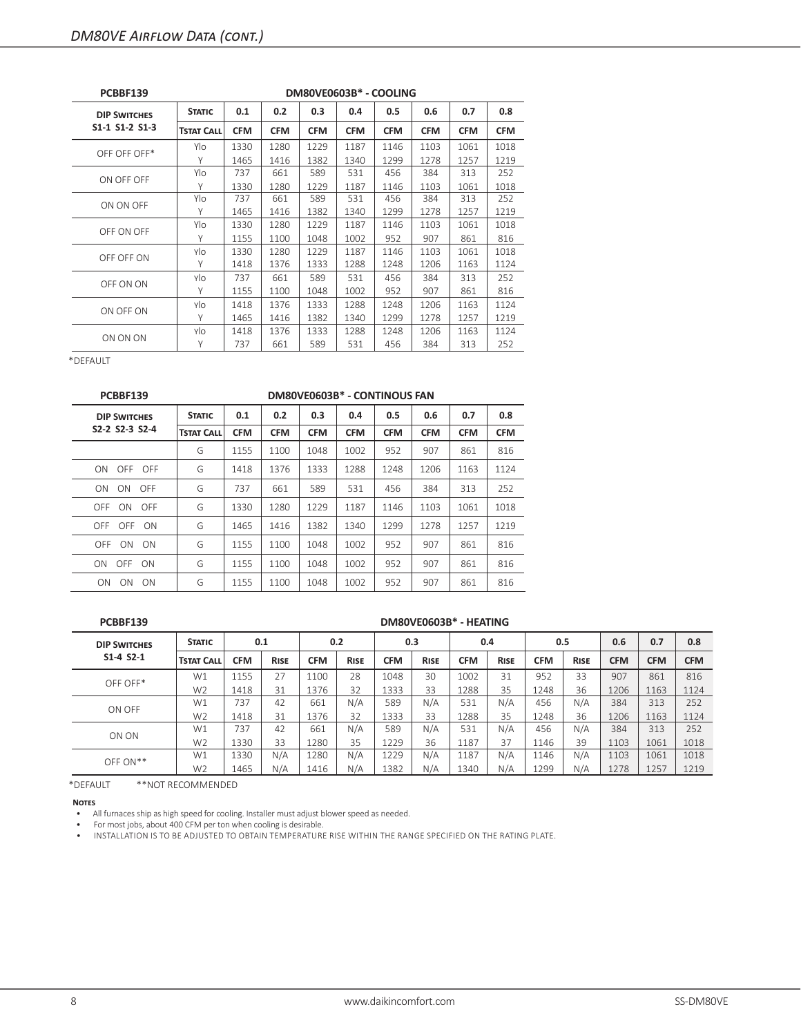## *DM80VE Airflow Data (cont.)*

| PCBBF139 | DM80VE0603B* - COOLING | | | | | | | | |
|---|---|---|---|---|---|---|---|---|---|
| **DIP SWITCHES** | **STATIC** | **0.1** | **0.2** | **0.3** | **0.4** | **0.5** | **0.6** | **0.7** | **0.8** |
| **S1-1 S1-2 S1-3** | **TSTAT CALL** | **CFM** | **CFM** | **CFM** | **CFM** | **CFM** | **CFM** | **CFM** | **CFM** |
| OFF OFF OFF* | Ylo | 1330 | 1280 | 1229 | 1187 | 1146 | 1103 | 1061 | 1018 |
| | Y | 1465 | 1416 | 1382 | 1340 | 1299 | 1278 | 1257 | 1219 |
| ON OFF OFF | Ylo | 737 | 661 | 589 | 531 | 456 | 384 | 313 | 252 |
| | Y | 1330 | 1280 | 1229 | 1187 | 1146 | 1103 | 1061 | 1018 |
| ON ON OFF | Ylo | 737 | 661 | 589 | 531 | 456 | 384 | 313 | 252 |
| | Y | 1465 | 1416 | 1382 | 1340 | 1299 | 1278 | 1257 | 1219 |
| OFF ON OFF | Ylo | 1330 | 1280 | 1229 | 1187 | 1146 | 1103 | 1061 | 1018 |
| | Y | 1155 | 1100 | 1048 | 1002 | 952 | 907 | 861 | 816 |
| OFF OFF ON | Ylo | 1330 | 1280 | 1229 | 1187 | 1146 | 1103 | 1061 | 1018 |
| | Y | 1418 | 1376 | 1333 | 1288 | 1248 | 1206 | 1163 | 1124 |
| OFF ON ON | Ylo | 737 | 661 | 589 | 531 | 456 | 384 | 313 | 252 |
| | Y | 1155 | 1100 | 1048 | 1002 | 952 | 907 | 861 | 816 |
| ON OFF ON | Ylo | 1418 | 1376 | 1333 | 1288 | 1248 | 1206 | 1163 | 1124 |
| | Y | 1465 | 1416 | 1382 | 1340 | 1299 | 1278 | 1257 | 1219 |
| ON ON ON | Ylo | 1418 | 1376 | 1333 | 1288 | 1248 | 1206 | 1163 | 1124 |
| | Y | 737 | 661 | 589 | 531 | 456 | 384 | 313 | 252 |

*DEFAULT

| PCBBF139 | DM80VE0603B* - CONTINOUS FAN | | | | | | | | |
|---|---|---|---|---|---|---|---|---|---|
| **DIP SWITCHES** | **STATIC** | **0.1** | **0.2** | **0.3** | **0.4** | **0.5** | **0.6** | **0.7** | **0.8** |
| **S2-2 S2-3 S2-4** | **TSTAT CALL** | **CFM** | **CFM** | **CFM** | **CFM** | **CFM** | **CFM** | **CFM** | **CFM** |
| | G | 1155 | 1100 | 1048 | 1002 | 952 | 907 | 861 | 816 |
| ON OFF OFF | G | 1418 | 1376 | 1333 | 1288 | 1248 | 1206 | 1163 | 1124 |
| ON ON OFF | G | 737 | 661 | 589 | 531 | 456 | 384 | 313 | 252 |
| OFF ON OFF | G | 1330 | 1280 | 1229 | 1187 | 1146 | 1103 | 1061 | 1018 |
| OFF OFF ON | G | 1465 | 1416 | 1382 | 1340 | 1299 | 1278 | 1257 | 1219 |
| OFF ON ON | G | 1155 | 1100 | 1048 | 1002 | 952 | 907 | 861 | 816 |
| ON OFF ON | G | 1155 | 1100 | 1048 | 1002 | 952 | 907 | 861 | 816 |
| ON ON ON | G | 1155 | 1100 | 1048 | 1002 | 952 | 907 | 861 | 816 |

| PCBBF139 | DM80VE0603B* - HEATING | | | | | | | | | | | | | |
|---|---|---|---|---|---|---|---|---|---|---|---|---|---|---|
| **DIP SWITCHES** | **STATIC** | **0.1** | | **0.2** | | **0.3** | | **0.4** | | **0.5** | | **0.6** | **0.7** | **0.8** |
| **S1-4 S2-1** | **TSTAT CALL** | **CFM** | **RISE** | **CFM** | **RISE** | **CFM** | **RISE** | **CFM** | **RISE** | **CFM** | **RISE** | **CFM** | **CFM** | **CFM** |
| OFF OFF* | W1 | 1155 | 27 | 1100 | 28 | 1048 | 30 | 1002 | 31 | 952 | 33 | 907 | 861 | 816 |
| | W2 | 1418 | 31 | 1376 | 32 | 1333 | 33 | 1288 | 35 | 1248 | 36 | 1206 | 1163 | 1124 |
| ON OFF | W1 | 737 | 42 | 661 | N/A | 589 | N/A | 531 | N/A | 456 | N/A | 384 | 313 | 252 |
| | W2 | 1418 | 31 | 1376 | 32 | 1333 | 33 | 1288 | 35 | 1248 | 36 | 1206 | 1163 | 1124 |
| ON ON | W1 | 737 | 42 | 661 | N/A | 589 | N/A | 531 | N/A | 456 | N/A | 384 | 313 | 252 |
| | W2 | 1330 | 33 | 1280 | 35 | 1229 | 36 | 1187 | 37 | 1146 | 39 | 1103 | 1061 | 1018 |
| OFF ON** | W1 | 1330 | N/A | 1280 | N/A | 1229 | N/A | 1187 | N/A | 1146 | N/A | 1103 | 1061 | 1018 |
| | W2 | 1465 | N/A | 1416 | N/A | 1382 | N/A | 1340 | N/A | 1299 | N/A | 1278 | 1257 | 1219 |

*DEFAULT **NOT RECOMMENDED

**NOTES**

- All furnaces ship as high speed for cooling. Installer must adjust blower speed as needed.
- For most jobs, about 400 CFM per ton when cooling is desirable.
- INSTALLATION IS TO BE ADJUSTED TO OBTAIN TEMPERATURE RISE WITHIN THE RANGE SPECIFIED ON THE RATING PLATE.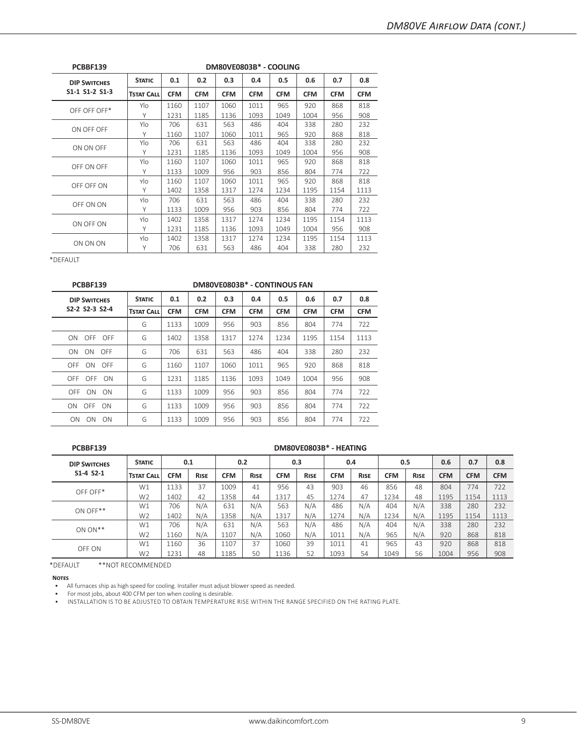| PCBBF139 | | DM80VE0803B* - COOLING | | | | | | | |
|---|---|---|---|---|---|---|---|---|---|
| **DIP Switches** | **Static** | **0.1** | **0.2** | **0.3** | **0.4** | **0.5** | **0.6** | **0.7** | **0.8** |
| **S1-1 S1-2 S1-3** | **Tstat Call** | **CFM** | **CFM** | **CFM** | **CFM** | **CFM** | **CFM** | **CFM** | **CFM** |
| OFF OFF OFF* | Ylo | 1160 | 1107 | 1060 | 1011 | 965 | 920 | 868 | 818 |
| | Y | 1231 | 1185 | 1136 | 1093 | 1049 | 1004 | 956 | 908 |
| ON OFF OFF | Ylo | 706 | 631 | 563 | 486 | 404 | 338 | 280 | 232 |
| | Y | 1160 | 1107 | 1060 | 1011 | 965 | 920 | 868 | 818 |
| ON ON OFF | Ylo | 706 | 631 | 563 | 486 | 404 | 338 | 280 | 232 |
| | Y | 1231 | 1185 | 1136 | 1093 | 1049 | 1004 | 956 | 908 |
| OFF ON OFF | Ylo | 1160 | 1107 | 1060 | 1011 | 965 | 920 | 868 | 818 |
| | Y | 1133 | 1009 | 956 | 903 | 856 | 804 | 774 | 722 |
| OFF OFF ON | Ylo | 1160 | 1107 | 1060 | 1011 | 965 | 920 | 868 | 818 |
| | Y | 1402 | 1358 | 1317 | 1274 | 1234 | 1195 | 1154 | 1113 |
| OFF ON ON | Ylo | 706 | 631 | 563 | 486 | 404 | 338 | 280 | 232 |
| | Y | 1133 | 1009 | 956 | 903 | 856 | 804 | 774 | 722 |
| ON OFF ON | Ylo | 1402 | 1358 | 1317 | 1274 | 1234 | 1195 | 1154 | 1113 |
| | Y | 1231 | 1185 | 1136 | 1093 | 1049 | 1004 | 956 | 908 |
| ON ON ON | Ylo | 1402 | 1358 | 1317 | 1274 | 1234 | 1195 | 1154 | 1113 |
| | Y | 706 | 631 | 563 | 486 | 404 | 338 | 280 | 232 |

*DEFAULT

| PCBBF139 | | DM80VE0803B* - CONTINOUS FAN | | | | | | | |
|---|---|---|---|---|---|---|---|---|---|
| **DIP Switches** | **Static** | **0.1** | **0.2** | **0.3** | **0.4** | **0.5** | **0.6** | **0.7** | **0.8** |
| **S2-2 S2-3 S2-4** | **Tstat Call** | **CFM** | **CFM** | **CFM** | **CFM** | **CFM** | **CFM** | **CFM** | **CFM** |
| | G | 1133 | 1009 | 956 | 903 | 856 | 804 | 774 | 722 |
| ON OFF OFF | G | 1402 | 1358 | 1317 | 1274 | 1234 | 1195 | 1154 | 1113 |
| ON ON OFF | G | 706 | 631 | 563 | 486 | 404 | 338 | 280 | 232 |
| OFF ON OFF | G | 1160 | 1107 | 1060 | 1011 | 965 | 920 | 868 | 818 |
| OFF OFF ON | G | 1231 | 1185 | 1136 | 1093 | 1049 | 1004 | 956 | 908 |
| OFF ON ON | G | 1133 | 1009 | 956 | 903 | 856 | 804 | 774 | 722 |
| ON OFF ON | G | 1133 | 1009 | 956 | 903 | 856 | 804 | 774 | 722 |
| ON ON ON | G | 1133 | 1009 | 956 | 903 | 856 | 804 | 774 | 722 |

| PCBBF139 | | DM80VE0803B* - HEATING | | | | | | | | | | | | |
|---|---|---|---|---|---|---|---|---|---|---|---|---|---|---|
| **DIP Switches** | **Static** | **0.1** | | **0.2** | | **0.3** | | **0.4** | | **0.5** | | **0.6** | **0.7** | **0.8** |
| **S1-4 S2-1** | **Tstat Call** | **CFM** | **Rise** | **CFM** | **Rise** | **CFM** | **Rise** | **CFM** | **Rise** | **CFM** | **Rise** | **CFM** | **CFM** | **CFM** |
| OFF OFF* | W1 | 1133 | 37 | 1009 | 41 | 956 | 43 | 903 | 46 | 856 | 48 | 804 | 774 | 722 |
| | W2 | 1402 | 42 | 1358 | 44 | 1317 | 45 | 1274 | 47 | 1234 | 48 | 1195 | 1154 | 1113 |
| ON OFF** | W1 | 706 | N/A | 631 | N/A | 563 | N/A | 486 | N/A | 404 | N/A | 338 | 280 | 232 |
| | W2 | 1402 | N/A | 1358 | N/A | 1317 | N/A | 1274 | N/A | 1234 | N/A | 1195 | 1154 | 1113 |
| ON ON** | W1 | 706 | N/A | 631 | N/A | 563 | N/A | 486 | N/A | 404 | N/A | 338 | 280 | 232 |
| | W2 | 1160 | N/A | 1107 | N/A | 1060 | N/A | 1011 | N/A | 965 | N/A | 920 | 868 | 818 |
| OFF ON | W1 | 1160 | 36 | 1107 | 37 | 1060 | 39 | 1011 | 41 | 965 | 43 | 920 | 868 | 818 |
| | W2 | 1231 | 48 | 1185 | 50 | 1136 | 52 | 1093 | 54 | 1049 | 56 | 1004 | 956 | 908 |

*DEFAULT **NOT RECOMMENDED

**Notes**

- All furnaces ship as high speed for cooling. Installer must adjust blower speed as needed.
- For most jobs, about 400 CFM per ton when cooling is desirable.
- INSTALLATION IS TO BE ADJUSTED TO OBTAIN TEMPERATURE RISE WITHIN THE RANGE SPECIFIED ON THE RATING PLATE.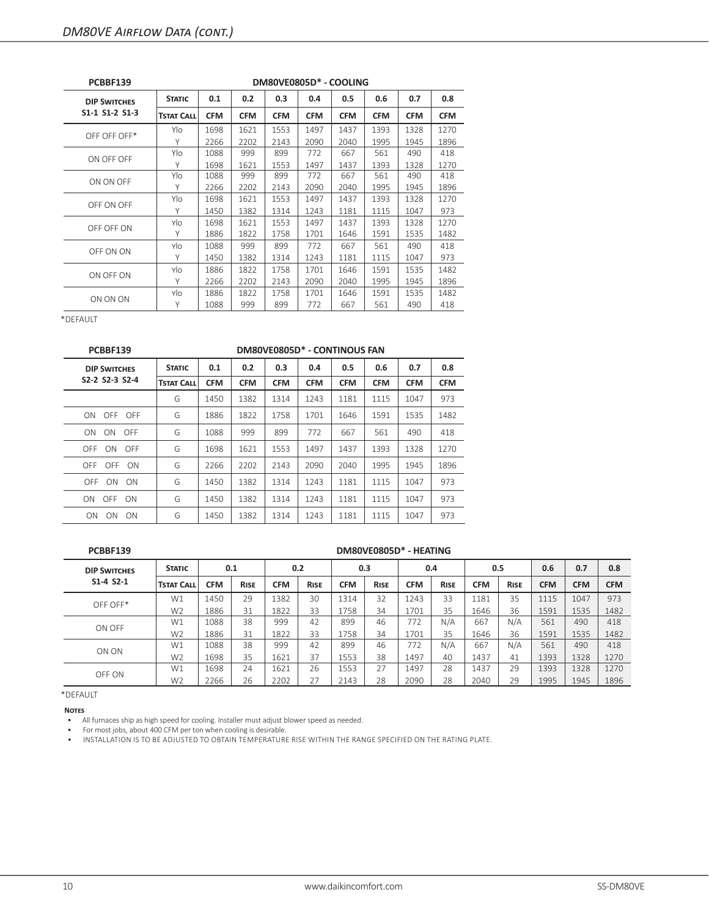## DM80VE Airflow Data (cont.)

| PCBBF139 | DM80VE0805D* - COOLING | | | | | | | | |
|---|---|---|---|---|---|---|---|---|---|
| **DIP Switches** | **Static** | **0.1** | **0.2** | **0.3** | **0.4** | **0.5** | **0.6** | **0.7** | **0.8** |
| **S1-1 S1-2 S1-3** | **Tstat Call** | **CFM** | **CFM** | **CFM** | **CFM** | **CFM** | **CFM** | **CFM** | **CFM** |
| OFF OFF OFF* | Ylo | 1698 | 1621 | 1553 | 1497 | 1437 | 1393 | 1328 | 1270 |
| | Y | 2266 | 2202 | 2143 | 2090 | 2040 | 1995 | 1945 | 1896 |
| ON OFF OFF | Ylo | 1088 | 999 | 899 | 772 | 667 | 561 | 490 | 418 |
| | Y | 1698 | 1621 | 1553 | 1497 | 1437 | 1393 | 1328 | 1270 |
| ON ON OFF | Ylo | 1088 | 999 | 899 | 772 | 667 | 561 | 490 | 418 |
| | Y | 2266 | 2202 | 2143 | 2090 | 2040 | 1995 | 1945 | 1896 |
| OFF ON OFF | Ylo | 1698 | 1621 | 1553 | 1497 | 1437 | 1393 | 1328 | 1270 |
| | Y | 1450 | 1382 | 1314 | 1243 | 1181 | 1115 | 1047 | 973 |
| OFF OFF ON | Ylo | 1698 | 1621 | 1553 | 1497 | 1437 | 1393 | 1328 | 1270 |
| | Y | 1886 | 1822 | 1758 | 1701 | 1646 | 1591 | 1535 | 1482 |
| OFF ON ON | Ylo | 1088 | 999 | 899 | 772 | 667 | 561 | 490 | 418 |
| | Y | 1450 | 1382 | 1314 | 1243 | 1181 | 1115 | 1047 | 973 |
| ON OFF ON | Ylo | 1886 | 1822 | 1758 | 1701 | 1646 | 1591 | 1535 | 1482 |
| | Y | 2266 | 2202 | 2143 | 2090 | 2040 | 1995 | 1945 | 1896 |
| ON ON ON | Ylo | 1886 | 1822 | 1758 | 1701 | 1646 | 1591 | 1535 | 1482 |
| | Y | 1088 | 999 | 899 | 772 | 667 | 561 | 490 | 418 |

*DEFAULT

| PCBBF139 | DM80VE0805D* - CONTINOUS FAN | | | | | | | | |
|---|---|---|---|---|---|---|---|---|---|
| **DIP Switches** | **Static** | **0.1** | **0.2** | **0.3** | **0.4** | **0.5** | **0.6** | **0.7** | **0.8** |
| **S2-2 S2-3 S2-4** | **Tstat Call** | **CFM** | **CFM** | **CFM** | **CFM** | **CFM** | **CFM** | **CFM** | **CFM** |
| | G | 1450 | 1382 | 1314 | 1243 | 1181 | 1115 | 1047 | 973 |
| ON OFF OFF | G | 1886 | 1822 | 1758 | 1701 | 1646 | 1591 | 1535 | 1482 |
| ON ON OFF | G | 1088 | 999 | 899 | 772 | 667 | 561 | 490 | 418 |
| OFF ON OFF | G | 1698 | 1621 | 1553 | 1497 | 1437 | 1393 | 1328 | 1270 |
| OFF OFF ON | G | 2266 | 2202 | 2143 | 2090 | 2040 | 1995 | 1945 | 1896 |
| OFF ON ON | G | 1450 | 1382 | 1314 | 1243 | 1181 | 1115 | 1047 | 973 |
| ON OFF ON | G | 1450 | 1382 | 1314 | 1243 | 1181 | 1115 | 1047 | 973 |
| ON ON ON | G | 1450 | 1382 | 1314 | 1243 | 1181 | 1115 | 1047 | 973 |

| PCBBF139 | DM80VE0805D* - HEATING | | | | | | | | | | | | | |
|---|---|---|---|---|---|---|---|---|---|---|---|---|---|---|
| **DIP Switches** | **Static** | **0.1** | | **0.2** | | **0.3** | | **0.4** | | **0.5** | | **0.6** | **0.7** | **0.8** |
| **S1-4 S2-1** | **Tstat Call** | **CFM** | **Rise** | **CFM** | **Rise** | **CFM** | **Rise** | **CFM** | **Rise** | **CFM** | **Rise** | **CFM** | **CFM** | **CFM** |
| OFF OFF* | W1 | 1450 | 29 | 1382 | 30 | 1314 | 32 | 1243 | 33 | 1181 | 35 | 1115 | 1047 | 973 |
| | W2 | 1886 | 31 | 1822 | 33 | 1758 | 34 | 1701 | 35 | 1646 | 36 | 1591 | 1535 | 1482 |
| ON OFF | W1 | 1088 | 38 | 999 | 42 | 899 | 46 | 772 | N/A | 667 | N/A | 561 | 490 | 418 |
| | W2 | 1886 | 31 | 1822 | 33 | 1758 | 34 | 1701 | 35 | 1646 | 36 | 1591 | 1535 | 1482 |
| ON ON | W1 | 1088 | 38 | 999 | 42 | 899 | 46 | 772 | N/A | 667 | N/A | 561 | 490 | 418 |
| | W2 | 1698 | 35 | 1621 | 37 | 1553 | 38 | 1497 | 40 | 1437 | 41 | 1393 | 1328 | 1270 |
| OFF ON | W1 | 1698 | 24 | 1621 | 26 | 1553 | 27 | 1497 | 28 | 1437 | 29 | 1393 | 1328 | 1270 |
| | W2 | 2266 | 26 | 2202 | 27 | 2143 | 28 | 2090 | 28 | 2040 | 29 | 1995 | 1945 | 1896 |

*DEFAULT

**Notes**

- All furnaces ship as high speed for cooling. Installer must adjust blower speed as needed.
- For most jobs, about 400 CFM per ton when cooling is desirable.
- INSTALLATION IS TO BE ADJUSTED TO OBTAIN TEMPERATURE RISE WITHIN THE RANGE SPECIFIED ON THE RATING PLATE.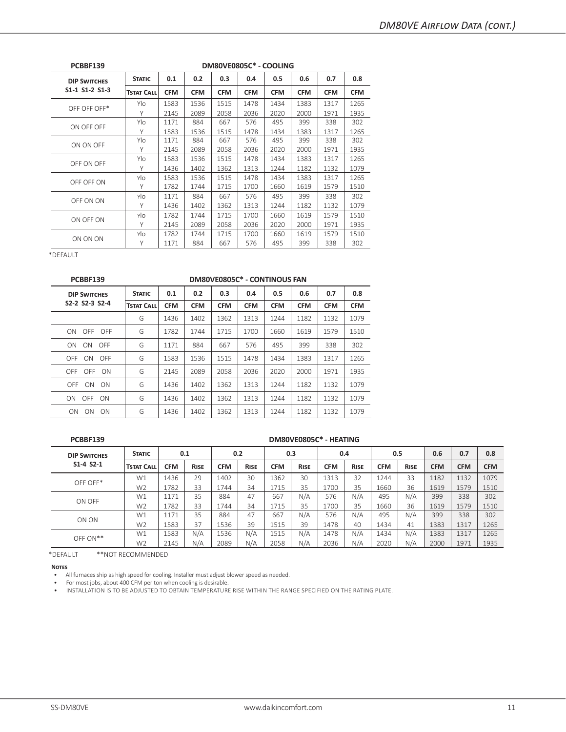| PCBBF139 | | DM80VE0805C* - COOLING | | | | | | | |
|---|---|---|---|---|---|---|---|---|---|
| **DIP SWITCHES** | **STATIC** | **0.1** | **0.2** | **0.3** | **0.4** | **0.5** | **0.6** | **0.7** | **0.8** |
| **S1-1 S1-2 S1-3** | **TSTAT CALL** | **CFM** | **CFM** | **CFM** | **CFM** | **CFM** | **CFM** | **CFM** | **CFM** |
| OFF OFF OFF* | Ylo | 1583 | 1536 | 1515 | 1478 | 1434 | 1383 | 1317 | 1265 |
| | Y | 2145 | 2089 | 2058 | 2036 | 2020 | 2000 | 1971 | 1935 |
| ON OFF OFF | Ylo | 1171 | 884 | 667 | 576 | 495 | 399 | 338 | 302 |
| | Y | 1583 | 1536 | 1515 | 1478 | 1434 | 1383 | 1317 | 1265 |
| ON ON OFF | Ylo | 1171 | 884 | 667 | 576 | 495 | 399 | 338 | 302 |
| | Y | 2145 | 2089 | 2058 | 2036 | 2020 | 2000 | 1971 | 1935 |
| OFF ON OFF | Ylo | 1583 | 1536 | 1515 | 1478 | 1434 | 1383 | 1317 | 1265 |
| | Y | 1436 | 1402 | 1362 | 1313 | 1244 | 1182 | 1132 | 1079 |
| OFF OFF ON | Ylo | 1583 | 1536 | 1515 | 1478 | 1434 | 1383 | 1317 | 1265 |
| | Y | 1782 | 1744 | 1715 | 1700 | 1660 | 1619 | 1579 | 1510 |
| OFF ON ON | Ylo | 1171 | 884 | 667 | 576 | 495 | 399 | 338 | 302 |
| | Y | 1436 | 1402 | 1362 | 1313 | 1244 | 1182 | 1132 | 1079 |
| ON OFF ON | Ylo | 1782 | 1744 | 1715 | 1700 | 1660 | 1619 | 1579 | 1510 |
| | Y | 2145 | 2089 | 2058 | 2036 | 2020 | 2000 | 1971 | 1935 |
| ON ON ON | Ylo | 1782 | 1744 | 1715 | 1700 | 1660 | 1619 | 1579 | 1510 |
| | Y | 1171 | 884 | 667 | 576 | 495 | 399 | 338 | 302 |

*DEFAULT

| PCBBF139 | | DM80VE0805C* - CONTINOUS FAN | | | | | | | |
|---|---|---|---|---|---|---|---|---|---|
| **DIP SWITCHES** | **STATIC** | **0.1** | **0.2** | **0.3** | **0.4** | **0.5** | **0.6** | **0.7** | **0.8** |
| **S2-2 S2-3 S2-4** | **TSTAT CALL** | **CFM** | **CFM** | **CFM** | **CFM** | **CFM** | **CFM** | **CFM** | **CFM** |
| | G | 1436 | 1402 | 1362 | 1313 | 1244 | 1182 | 1132 | 1079 |
| ON OFF OFF | G | 1782 | 1744 | 1715 | 1700 | 1660 | 1619 | 1579 | 1510 |
| ON ON OFF | G | 1171 | 884 | 667 | 576 | 495 | 399 | 338 | 302 |
| OFF ON OFF | G | 1583 | 1536 | 1515 | 1478 | 1434 | 1383 | 1317 | 1265 |
| OFF OFF ON | G | 2145 | 2089 | 2058 | 2036 | 2020 | 2000 | 1971 | 1935 |
| OFF ON ON | G | 1436 | 1402 | 1362 | 1313 | 1244 | 1182 | 1132 | 1079 |
| ON OFF ON | G | 1436 | 1402 | 1362 | 1313 | 1244 | 1182 | 1132 | 1079 |
| ON ON ON | G | 1436 | 1402 | 1362 | 1313 | 1244 | 1182 | 1132 | 1079 |

| PCBBF139 | | DM80VE0805C* - HEATING | | | | | | | | | | | | |
|---|---|---|---|---|---|---|---|---|---|---|---|---|---|---|
| **DIP SWITCHES** | **STATIC** | **0.1** | | **0.2** | | **0.3** | | **0.4** | | **0.5** | | **0.6** | **0.7** | **0.8** |
| **S1-4 S2-1** | **TSTAT CALL** | **CFM** | **RISE** | **CFM** | **RISE** | **CFM** | **RISE** | **CFM** | **RISE** | **CFM** | **RISE** | **CFM** | **CFM** | **CFM** |
| OFF OFF* | W1 | 1436 | 29 | 1402 | 30 | 1362 | 30 | 1313 | 32 | 1244 | 33 | 1182 | 1132 | 1079 |
| | W2 | 1782 | 33 | 1744 | 34 | 1715 | 35 | 1700 | 35 | 1660 | 36 | 1619 | 1579 | 1510 |
| ON OFF | W1 | 1171 | 35 | 884 | 47 | 667 | N/A | 576 | N/A | 495 | N/A | 399 | 338 | 302 |
| | W2 | 1782 | 33 | 1744 | 34 | 1715 | 35 | 1700 | 35 | 1660 | 36 | 1619 | 1579 | 1510 |
| ON ON | W1 | 1171 | 35 | 884 | 47 | 667 | N/A | 576 | N/A | 495 | N/A | 399 | 338 | 302 |
| | W2 | 1583 | 37 | 1536 | 39 | 1515 | 39 | 1478 | 40 | 1434 | 41 | 1383 | 1317 | 1265 |
| OFF ON** | W1 | 1583 | N/A | 1536 | N/A | 1515 | N/A | 1478 | N/A | 1434 | N/A | 1383 | 1317 | 1265 |
| | W2 | 2145 | N/A | 2089 | N/A | 2058 | N/A | 2036 | N/A | 2020 | N/A | 2000 | 1971 | 1935 |

*DEFAULT **NOT RECOMMENDED

**NOTES**

- All furnaces ship as high speed for cooling. Installer must adjust blower speed as needed.
- For most jobs, about 400 CFM per ton when cooling is desirable.
- INSTALLATION IS TO BE ADJUSTED TO OBTAIN TEMPERATURE RISE WITHIN THE RANGE SPECIFIED ON THE RATING PLATE.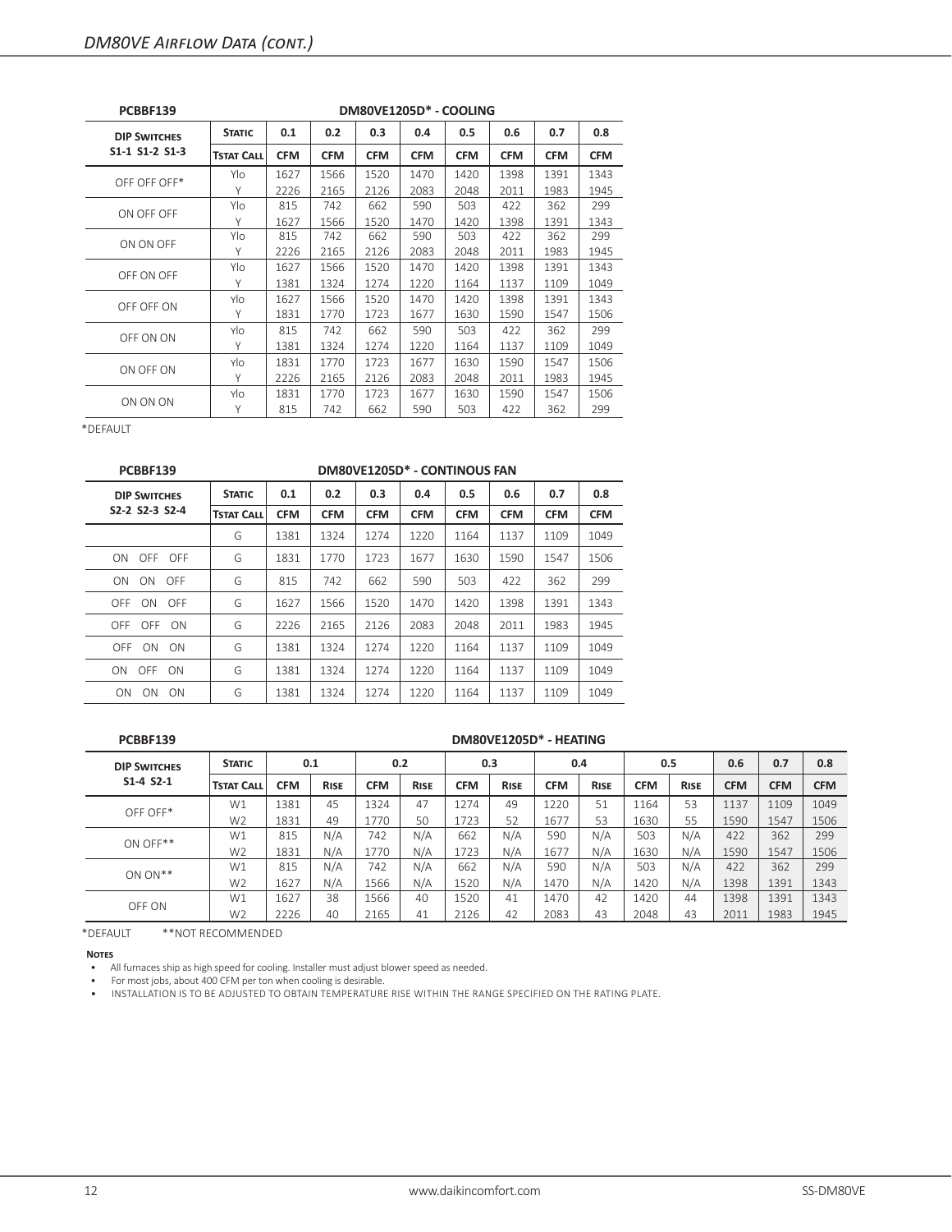## DM80VE Airflow Data (cont.)

| PCBBF139 | DM80VE1205D* - COOLING | | | | | | | | |
|---|---|---|---|---|---|---|---|---|---|
| **DIP SWITCHES** | **STATIC** | **0.1** | **0.2** | **0.3** | **0.4** | **0.5** | **0.6** | **0.7** | **0.8** |
| **S1-1 S1-2 S1-3** | **TSTAT CALL** | **CFM** | **CFM** | **CFM** | **CFM** | **CFM** | **CFM** | **CFM** | **CFM** |
| OFF OFF OFF* | Ylo | 1627 | 1566 | 1520 | 1470 | 1420 | 1398 | 1391 | 1343 |
| | Y | 2226 | 2165 | 2126 | 2083 | 2048 | 2011 | 1983 | 1945 |
| ON OFF OFF | Ylo | 815 | 742 | 662 | 590 | 503 | 422 | 362 | 299 |
| | Y | 1627 | 1566 | 1520 | 1470 | 1420 | 1398 | 1391 | 1343 |
| ON ON OFF | Ylo | 815 | 742 | 662 | 590 | 503 | 422 | 362 | 299 |
| | Y | 2226 | 2165 | 2126 | 2083 | 2048 | 2011 | 1983 | 1945 |
| OFF ON OFF | Ylo | 1627 | 1566 | 1520 | 1470 | 1420 | 1398 | 1391 | 1343 |
| | Y | 1381 | 1324 | 1274 | 1220 | 1164 | 1137 | 1109 | 1049 |
| OFF OFF ON | Ylo | 1627 | 1566 | 1520 | 1470 | 1420 | 1398 | 1391 | 1343 |
| | Y | 1831 | 1770 | 1723 | 1677 | 1630 | 1590 | 1547 | 1506 |
| OFF ON ON | Ylo | 815 | 742 | 662 | 590 | 503 | 422 | 362 | 299 |
| | Y | 1381 | 1324 | 1274 | 1220 | 1164 | 1137 | 1109 | 1049 |
| ON OFF ON | Ylo | 1831 | 1770 | 1723 | 1677 | 1630 | 1590 | 1547 | 1506 |
| | Y | 2226 | 2165 | 2126 | 2083 | 2048 | 2011 | 1983 | 1945 |
| ON ON ON | Ylo | 1831 | 1770 | 1723 | 1677 | 1630 | 1590 | 1547 | 1506 |
| | Y | 815 | 742 | 662 | 590 | 503 | 422 | 362 | 299 |

*DEFAULT

| PCBBF139 | DM80VE1205D* - CONTINOUS FAN | | | | | | | | |
|---|---|---|---|---|---|---|---|---|---|
| **DIP SWITCHES** | **STATIC** | **0.1** | **0.2** | **0.3** | **0.4** | **0.5** | **0.6** | **0.7** | **0.8** |
| **S2-2 S2-3 S2-4** | **TSTAT CALL** | **CFM** | **CFM** | **CFM** | **CFM** | **CFM** | **CFM** | **CFM** | **CFM** |
| | G | 1381 | 1324 | 1274 | 1220 | 1164 | 1137 | 1109 | 1049 |
| ON OFF OFF | G | 1831 | 1770 | 1723 | 1677 | 1630 | 1590 | 1547 | 1506 |
| ON ON OFF | G | 815 | 742 | 662 | 590 | 503 | 422 | 362 | 299 |
| OFF ON OFF | G | 1627 | 1566 | 1520 | 1470 | 1420 | 1398 | 1391 | 1343 |
| OFF OFF ON | G | 2226 | 2165 | 2126 | 2083 | 2048 | 2011 | 1983 | 1945 |
| OFF ON ON | G | 1381 | 1324 | 1274 | 1220 | 1164 | 1137 | 1109 | 1049 |
| ON OFF ON | G | 1381 | 1324 | 1274 | 1220 | 1164 | 1137 | 1109 | 1049 |
| ON ON ON | G | 1381 | 1324 | 1274 | 1220 | 1164 | 1137 | 1109 | 1049 |

| PCBBF139 | DM80VE1205D* - HEATING | | | | | | | | | | | | | |
|---|---|---|---|---|---|---|---|---|---|---|---|---|---|---|
| **DIP SWITCHES** | **STATIC** | **0.1** | | **0.2** | | **0.3** | | **0.4** | | **0.5** | | **0.6** | **0.7** | **0.8** |
| **S1-4 S2-1** | **TSTAT CALL** | **CFM** | **RISE** | **CFM** | **RISE** | **CFM** | **RISE** | **CFM** | **RISE** | **CFM** | **RISE** | **CFM** | **CFM** | **CFM** |
| OFF OFF* | W1 | 1381 | 45 | 1324 | 47 | 1274 | 49 | 1220 | 51 | 1164 | 53 | 1137 | 1109 | 1049 |
| | W2 | 1831 | 49 | 1770 | 50 | 1723 | 52 | 1677 | 53 | 1630 | 55 | 1590 | 1547 | 1506 |
| ON OFF** | W1 | 815 | N/A | 742 | N/A | 662 | N/A | 590 | N/A | 503 | N/A | 422 | 362 | 299 |
| | W2 | 1831 | N/A | 1770 | N/A | 1723 | N/A | 1677 | N/A | 1630 | N/A | 1590 | 1547 | 1506 |
| ON ON** | W1 | 815 | N/A | 742 | N/A | 662 | N/A | 590 | N/A | 503 | N/A | 422 | 362 | 299 |
| | W2 | 1627 | N/A | 1566 | N/A | 1520 | N/A | 1470 | N/A | 1420 | N/A | 1398 | 1391 | 1343 |
| OFF ON | W1 | 1627 | 38 | 1566 | 40 | 1520 | 41 | 1470 | 42 | 1420 | 44 | 1398 | 1391 | 1343 |
| | W2 | 2226 | 40 | 2165 | 41 | 2126 | 42 | 2083 | 43 | 2048 | 43 | 2011 | 1983 | 1945 |

*DEFAULT **NOT RECOMMENDED

**Notes**

- All furnaces ship as high speed for cooling. Installer must adjust blower speed as needed.
- For most jobs, about 400 CFM per ton when cooling is desirable.
- INSTALLATION IS TO BE ADJUSTED TO OBTAIN TEMPERATURE RISE WITHIN THE RANGE SPECIFIED ON THE RATING PLATE.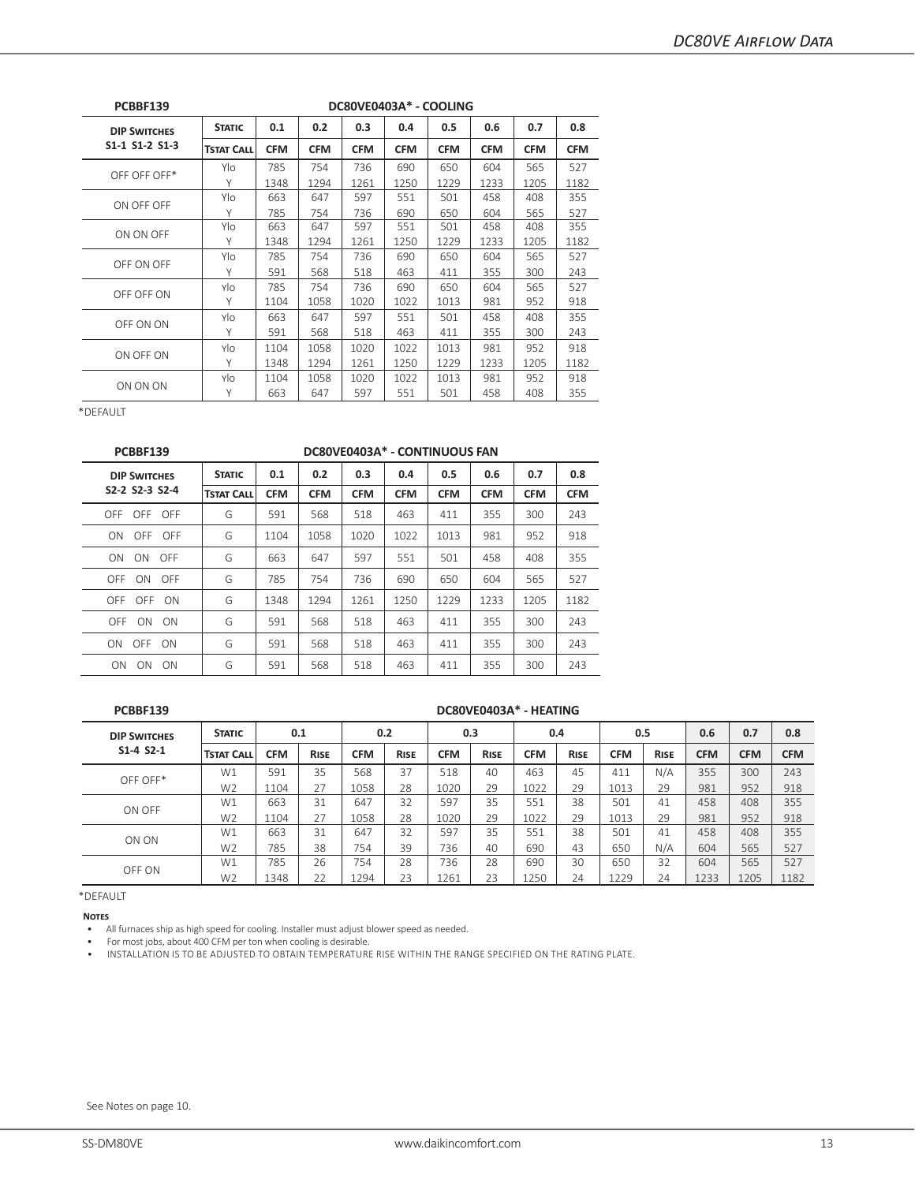**PCBBF139** — **DC80VE0403A* - COOLING**

| DIP Switches S1-1 S1-2 S1-3 | Static / Tstat Call | 0.1 CFM | 0.2 CFM | 0.3 CFM | 0.4 CFM | 0.5 CFM | 0.6 CFM | 0.7 CFM | 0.8 CFM |
|---|---|---|---|---|---|---|---|---|---|
| OFF OFF OFF* | Ylo | 785 | 754 | 736 | 690 | 650 | 604 | 565 | 527 |
| | Y | 1348 | 1294 | 1261 | 1250 | 1229 | 1233 | 1205 | 1182 |
| ON OFF OFF | Ylo | 663 | 647 | 597 | 551 | 501 | 458 | 408 | 355 |
| | Y | 785 | 754 | 736 | 690 | 650 | 604 | 565 | 527 |
| ON ON OFF | Ylo | 663 | 647 | 597 | 551 | 501 | 458 | 408 | 355 |
| | Y | 1348 | 1294 | 1261 | 1250 | 1229 | 1233 | 1205 | 1182 |
| OFF ON OFF | Ylo | 785 | 754 | 736 | 690 | 650 | 604 | 565 | 527 |
| | Y | 591 | 568 | 518 | 463 | 411 | 355 | 300 | 243 |
| OFF OFF ON | Ylo | 785 | 754 | 736 | 690 | 650 | 604 | 565 | 527 |
| | Y | 1104 | 1058 | 1020 | 1022 | 1013 | 981 | 952 | 918 |
| OFF ON ON | Ylo | 663 | 647 | 597 | 551 | 501 | 458 | 408 | 355 |
| | Y | 591 | 568 | 518 | 463 | 411 | 355 | 300 | 243 |
| ON OFF ON | Ylo | 1104 | 1058 | 1020 | 1022 | 1013 | 981 | 952 | 918 |
| | Y | 1348 | 1294 | 1261 | 1250 | 1229 | 1233 | 1205 | 1182 |
| ON ON ON | Ylo | 1104 | 1058 | 1020 | 1022 | 1013 | 981 | 952 | 918 |
| | Y | 663 | 647 | 597 | 551 | 501 | 458 | 408 | 355 |

*DEFAULT

**PCBBF139** — **DC80VE0403A* - CONTINUOUS FAN**

| DIP Switches S2-2 S2-3 S2-4 | Static / Tstat Call | 0.1 CFM | 0.2 CFM | 0.3 CFM | 0.4 CFM | 0.5 CFM | 0.6 CFM | 0.7 CFM | 0.8 CFM |
|---|---|---|---|---|---|---|---|---|---|
| OFF OFF OFF | G | 591 | 568 | 518 | 463 | 411 | 355 | 300 | 243 |
| ON OFF OFF | G | 1104 | 1058 | 1020 | 1022 | 1013 | 981 | 952 | 918 |
| ON ON OFF | G | 663 | 647 | 597 | 551 | 501 | 458 | 408 | 355 |
| OFF ON OFF | G | 785 | 754 | 736 | 690 | 650 | 604 | 565 | 527 |
| OFF OFF ON | G | 1348 | 1294 | 1261 | 1250 | 1229 | 1233 | 1205 | 1182 |
| OFF ON ON | G | 591 | 568 | 518 | 463 | 411 | 355 | 300 | 243 |
| ON OFF ON | G | 591 | 568 | 518 | 463 | 411 | 355 | 300 | 243 |
| ON ON ON | G | 591 | 568 | 518 | 463 | 411 | 355 | 300 | 243 |

**PCBBF139** — **DC80VE0403A* - HEATING**

| DIP Switches S1-4 S2-1 | Static | 0.1 | | 0.2 | | 0.3 | | 0.4 | | 0.5 | | 0.6 | 0.7 | 0.8 |
|---|---|---|---|---|---|---|---|---|---|---|---|---|---|---|
| | Tstat Call | CFM | Rise | CFM | Rise | CFM | Rise | CFM | Rise | CFM | Rise | CFM | CFM | CFM |
| OFF OFF* | W1 | 591 | 35 | 568 | 37 | 518 | 40 | 463 | 45 | 411 | N/A | 355 | 300 | 243 |
| | W2 | 1104 | 27 | 1058 | 28 | 1020 | 29 | 1022 | 29 | 1013 | 29 | 981 | 952 | 918 |
| ON OFF | W1 | 663 | 31 | 647 | 32 | 597 | 35 | 551 | 38 | 501 | 41 | 458 | 408 | 355 |
| | W2 | 1104 | 27 | 1058 | 28 | 1020 | 29 | 1022 | 29 | 1013 | 29 | 981 | 952 | 918 |
| ON ON | W1 | 663 | 31 | 647 | 32 | 597 | 35 | 551 | 38 | 501 | 41 | 458 | 408 | 355 |
| | W2 | 785 | 38 | 754 | 39 | 736 | 40 | 690 | 43 | 650 | N/A | 604 | 565 | 527 |
| OFF ON | W1 | 785 | 26 | 754 | 28 | 736 | 28 | 690 | 30 | 650 | 32 | 604 | 565 | 527 |
| | W2 | 1348 | 22 | 1294 | 23 | 1261 | 23 | 1250 | 24 | 1229 | 24 | 1233 | 1205 | 1182 |

*DEFAULT

**Notes**

- All furnaces ship as high speed for cooling. Installer must adjust blower speed as needed.
- For most jobs, about 400 CFM per ton when cooling is desirable.
- INSTALLATION IS TO BE ADJUSTED TO OBTAIN TEMPERATURE RISE WITHIN THE RANGE SPECIFIED ON THE RATING PLATE.

See Notes on page 10.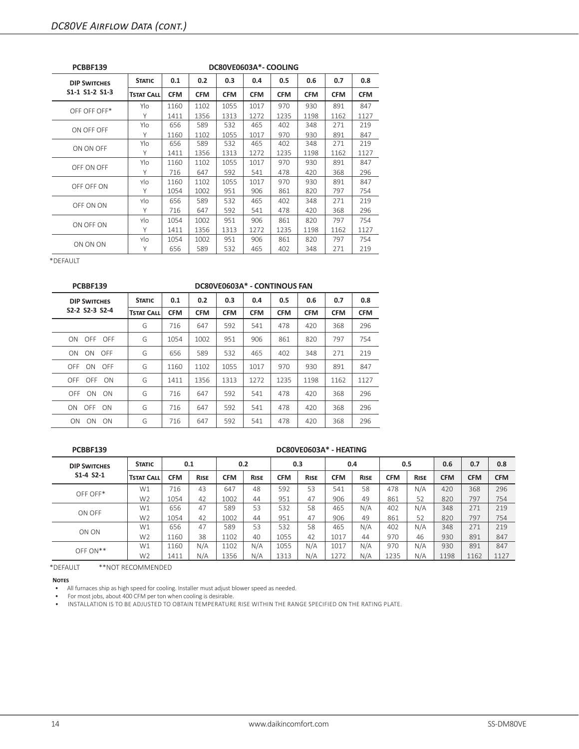## DC80VE Airflow Data (cont.)

| PCBBF139 | DC80VE0603A*- COOLING | | | | | | | | |
|---|---|---|---|---|---|---|---|---|---|
| **DIP Switches** | **Static** | **0.1** | **0.2** | **0.3** | **0.4** | **0.5** | **0.6** | **0.7** | **0.8** |
| **S1-1 S1-2 S1-3** | **Tstat Call** | **CFM** | **CFM** | **CFM** | **CFM** | **CFM** | **CFM** | **CFM** | **CFM** |
| OFF OFF OFF* | Ylo | 1160 | 1102 | 1055 | 1017 | 970 | 930 | 891 | 847 |
| | Y | 1411 | 1356 | 1313 | 1272 | 1235 | 1198 | 1162 | 1127 |
| ON OFF OFF | Ylo | 656 | 589 | 532 | 465 | 402 | 348 | 271 | 219 |
| | Y | 1160 | 1102 | 1055 | 1017 | 970 | 930 | 891 | 847 |
| ON ON OFF | Ylo | 656 | 589 | 532 | 465 | 402 | 348 | 271 | 219 |
| | Y | 1411 | 1356 | 1313 | 1272 | 1235 | 1198 | 1162 | 1127 |
| OFF ON OFF | Ylo | 1160 | 1102 | 1055 | 1017 | 970 | 930 | 891 | 847 |
| | Y | 716 | 647 | 592 | 541 | 478 | 420 | 368 | 296 |
| OFF OFF ON | ylo | 1160 | 1102 | 1055 | 1017 | 970 | 930 | 891 | 847 |
| | Y | 1054 | 1002 | 951 | 906 | 861 | 820 | 797 | 754 |
| OFF ON ON | ylo | 656 | 589 | 532 | 465 | 402 | 348 | 271 | 219 |
| | Y | 716 | 647 | 592 | 541 | 478 | 420 | 368 | 296 |
| ON OFF ON | ylo | 1054 | 1002 | 951 | 906 | 861 | 820 | 797 | 754 |
| | Y | 1411 | 1356 | 1313 | 1272 | 1235 | 1198 | 1162 | 1127 |
| ON ON ON | ylo | 1054 | 1002 | 951 | 906 | 861 | 820 | 797 | 754 |
| | Y | 656 | 589 | 532 | 465 | 402 | 348 | 271 | 219 |

*DEFAULT

| PCBBF139 | DC80VE0603A* - CONTINOUS FAN | | | | | | | | |
|---|---|---|---|---|---|---|---|---|---|
| **DIP Switches** | **Static** | **0.1** | **0.2** | **0.3** | **0.4** | **0.5** | **0.6** | **0.7** | **0.8** |
| **S2-2 S2-3 S2-4** | **Tstat Call** | **CFM** | **CFM** | **CFM** | **CFM** | **CFM** | **CFM** | **CFM** | **CFM** |
| | G | 716 | 647 | 592 | 541 | 478 | 420 | 368 | 296 |
| ON OFF OFF | G | 1054 | 1002 | 951 | 906 | 861 | 820 | 797 | 754 |
| ON ON OFF | G | 656 | 589 | 532 | 465 | 402 | 348 | 271 | 219 |
| OFF ON OFF | G | 1160 | 1102 | 1055 | 1017 | 970 | 930 | 891 | 847 |
| OFF OFF ON | G | 1411 | 1356 | 1313 | 1272 | 1235 | 1198 | 1162 | 1127 |
| OFF ON ON | G | 716 | 647 | 592 | 541 | 478 | 420 | 368 | 296 |
| ON OFF ON | G | 716 | 647 | 592 | 541 | 478 | 420 | 368 | 296 |
| ON ON ON | G | 716 | 647 | 592 | 541 | 478 | 420 | 368 | 296 |

| PCBBF139 | DC80VE0603A* - HEATING | | | | | | | | | | | | | |
|---|---|---|---|---|---|---|---|---|---|---|---|---|---|---|
| **DIP Switches** | **Static** | **0.1** | | **0.2** | | **0.3** | | **0.4** | | **0.5** | | **0.6** | **0.7** | **0.8** |
| **S1-4 S2-1** | **Tstat Call** | **CFM** | **Rise** | **CFM** | **Rise** | **CFM** | **Rise** | **CFM** | **Rise** | **CFM** | **Rise** | **CFM** | **CFM** | **CFM** |
| OFF OFF* | W1 | 716 | 43 | 647 | 48 | 592 | 53 | 541 | 58 | 478 | N/A | 420 | 368 | 296 |
| | W2 | 1054 | 42 | 1002 | 44 | 951 | 47 | 906 | 49 | 861 | 52 | 820 | 797 | 754 |
| ON OFF | W1 | 656 | 47 | 589 | 53 | 532 | 58 | 465 | N/A | 402 | N/A | 348 | 271 | 219 |
| | W2 | 1054 | 42 | 1002 | 44 | 951 | 47 | 906 | 49 | 861 | 52 | 820 | 797 | 754 |
| ON ON | W1 | 656 | 47 | 589 | 53 | 532 | 58 | 465 | N/A | 402 | N/A | 348 | 271 | 219 |
| | W2 | 1160 | 38 | 1102 | 40 | 1055 | 42 | 1017 | 44 | 970 | 46 | 930 | 891 | 847 |
| OFF ON** | W1 | 1160 | N/A | 1102 | N/A | 1055 | N/A | 1017 | N/A | 970 | N/A | 930 | 891 | 847 |
| | W2 | 1411 | N/A | 1356 | N/A | 1313 | N/A | 1272 | N/A | 1235 | N/A | 1198 | 1162 | 1127 |

*DEFAULT **NOT RECOMMENDED

**Notes**

- All furnaces ship as high speed for cooling. Installer must adjust blower speed as needed.
- For most jobs, about 400 CFM per ton when cooling is desirable.
- INSTALLATION IS TO BE ADJUSTED TO OBTAIN TEMPERATURE RISE WITHIN THE RANGE SPECIFIED ON THE RATING PLATE.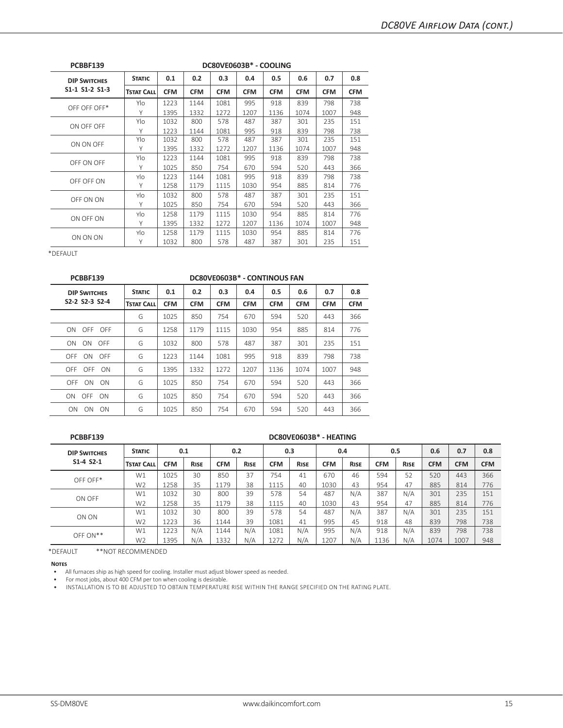# DC80VE Airflow Data (cont.)

| PCBBF139 | DC80VE0603B* - COOLING | | | | | | | | |
|---|---|---|---|---|---|---|---|---|---|
| **DIP Switches** | **Static** | **0.1** | **0.2** | **0.3** | **0.4** | **0.5** | **0.6** | **0.7** | **0.8** |
| **S1-1 S1-2 S1-3** | **Tstat Call** | **CFM** | **CFM** | **CFM** | **CFM** | **CFM** | **CFM** | **CFM** | **CFM** |
| OFF OFF OFF* | Ylo | 1223 | 1144 | 1081 | 995 | 918 | 839 | 798 | 738 |
| | Y | 1395 | 1332 | 1272 | 1207 | 1136 | 1074 | 1007 | 948 |
| ON OFF OFF | Ylo | 1032 | 800 | 578 | 487 | 387 | 301 | 235 | 151 |
| | Y | 1223 | 1144 | 1081 | 995 | 918 | 839 | 798 | 738 |
| ON ON OFF | Ylo | 1032 | 800 | 578 | 487 | 387 | 301 | 235 | 151 |
| | Y | 1395 | 1332 | 1272 | 1207 | 1136 | 1074 | 1007 | 948 |
| OFF ON OFF | Ylo | 1223 | 1144 | 1081 | 995 | 918 | 839 | 798 | 738 |
| | Y | 1025 | 850 | 754 | 670 | 594 | 520 | 443 | 366 |
| OFF OFF ON | Ylo | 1223 | 1144 | 1081 | 995 | 918 | 839 | 798 | 738 |
| | Y | 1258 | 1179 | 1115 | 1030 | 954 | 885 | 814 | 776 |
| OFF ON ON | Ylo | 1032 | 800 | 578 | 487 | 387 | 301 | 235 | 151 |
| | Y | 1025 | 850 | 754 | 670 | 594 | 520 | 443 | 366 |
| ON OFF ON | Ylo | 1258 | 1179 | 1115 | 1030 | 954 | 885 | 814 | 776 |
| | Y | 1395 | 1332 | 1272 | 1207 | 1136 | 1074 | 1007 | 948 |
| ON ON ON | Ylo | 1258 | 1179 | 1115 | 1030 | 954 | 885 | 814 | 776 |
| | Y | 1032 | 800 | 578 | 487 | 387 | 301 | 235 | 151 |

*DEFAULT

| PCBBF139 | DC80VE0603B* - CONTINOUS FAN | | | | | | | | |
|---|---|---|---|---|---|---|---|---|---|
| **DIP Switches** | **Static** | **0.1** | **0.2** | **0.3** | **0.4** | **0.5** | **0.6** | **0.7** | **0.8** |
| **S2-2 S2-3 S2-4** | **Tstat Call** | **CFM** | **CFM** | **CFM** | **CFM** | **CFM** | **CFM** | **CFM** | **CFM** |
| | G | 1025 | 850 | 754 | 670 | 594 | 520 | 443 | 366 |
| ON OFF OFF | G | 1258 | 1179 | 1115 | 1030 | 954 | 885 | 814 | 776 |
| ON ON OFF | G | 1032 | 800 | 578 | 487 | 387 | 301 | 235 | 151 |
| OFF ON OFF | G | 1223 | 1144 | 1081 | 995 | 918 | 839 | 798 | 738 |
| OFF OFF ON | G | 1395 | 1332 | 1272 | 1207 | 1136 | 1074 | 1007 | 948 |
| OFF ON ON | G | 1025 | 850 | 754 | 670 | 594 | 520 | 443 | 366 |
| ON OFF ON | G | 1025 | 850 | 754 | 670 | 594 | 520 | 443 | 366 |
| ON ON ON | G | 1025 | 850 | 754 | 670 | 594 | 520 | 443 | 366 |

| PCBBF139 | DC80VE0603B* - HEATING | | | | | | | | | | | | | |
|---|---|---|---|---|---|---|---|---|---|---|---|---|---|---|
| **DIP Switches** | **Static** | **0.1** | | **0.2** | | **0.3** | | **0.4** | | **0.5** | | **0.6** | **0.7** | **0.8** |
| **S1-4 S2-1** | **Tstat Call** | **CFM** | **Rise** | **CFM** | **Rise** | **CFM** | **Rise** | **CFM** | **Rise** | **CFM** | **Rise** | **CFM** | **CFM** | **CFM** |
| OFF OFF* | W1 | 1025 | 30 | 850 | 37 | 754 | 41 | 670 | 46 | 594 | 52 | 520 | 443 | 366 |
| | W2 | 1258 | 35 | 1179 | 38 | 1115 | 40 | 1030 | 43 | 954 | 47 | 885 | 814 | 776 |
| ON OFF | W1 | 1032 | 30 | 800 | 39 | 578 | 54 | 487 | N/A | 387 | N/A | 301 | 235 | 151 |
| | W2 | 1258 | 35 | 1179 | 38 | 1115 | 40 | 1030 | 43 | 954 | 47 | 885 | 814 | 776 |
| ON ON | W1 | 1032 | 30 | 800 | 39 | 578 | 54 | 487 | N/A | 387 | N/A | 301 | 235 | 151 |
| | W2 | 1223 | 36 | 1144 | 39 | 1081 | 41 | 995 | 45 | 918 | 48 | 839 | 798 | 738 |
| OFF ON** | W1 | 1223 | N/A | 1144 | N/A | 1081 | N/A | 995 | N/A | 918 | N/A | 839 | 798 | 738 |
| | W2 | 1395 | N/A | 1332 | N/A | 1272 | N/A | 1207 | N/A | 1136 | N/A | 1074 | 1007 | 948 |

*DEFAULT **NOT RECOMMENDED

**Notes**

- All furnaces ship as high speed for cooling. Installer must adjust blower speed as needed.
- For most jobs, about 400 CFM per ton when cooling is desirable.
- INSTALLATION IS TO BE ADJUSTED TO OBTAIN TEMPERATURE RISE WITHIN THE RANGE SPECIFIED ON THE RATING PLATE.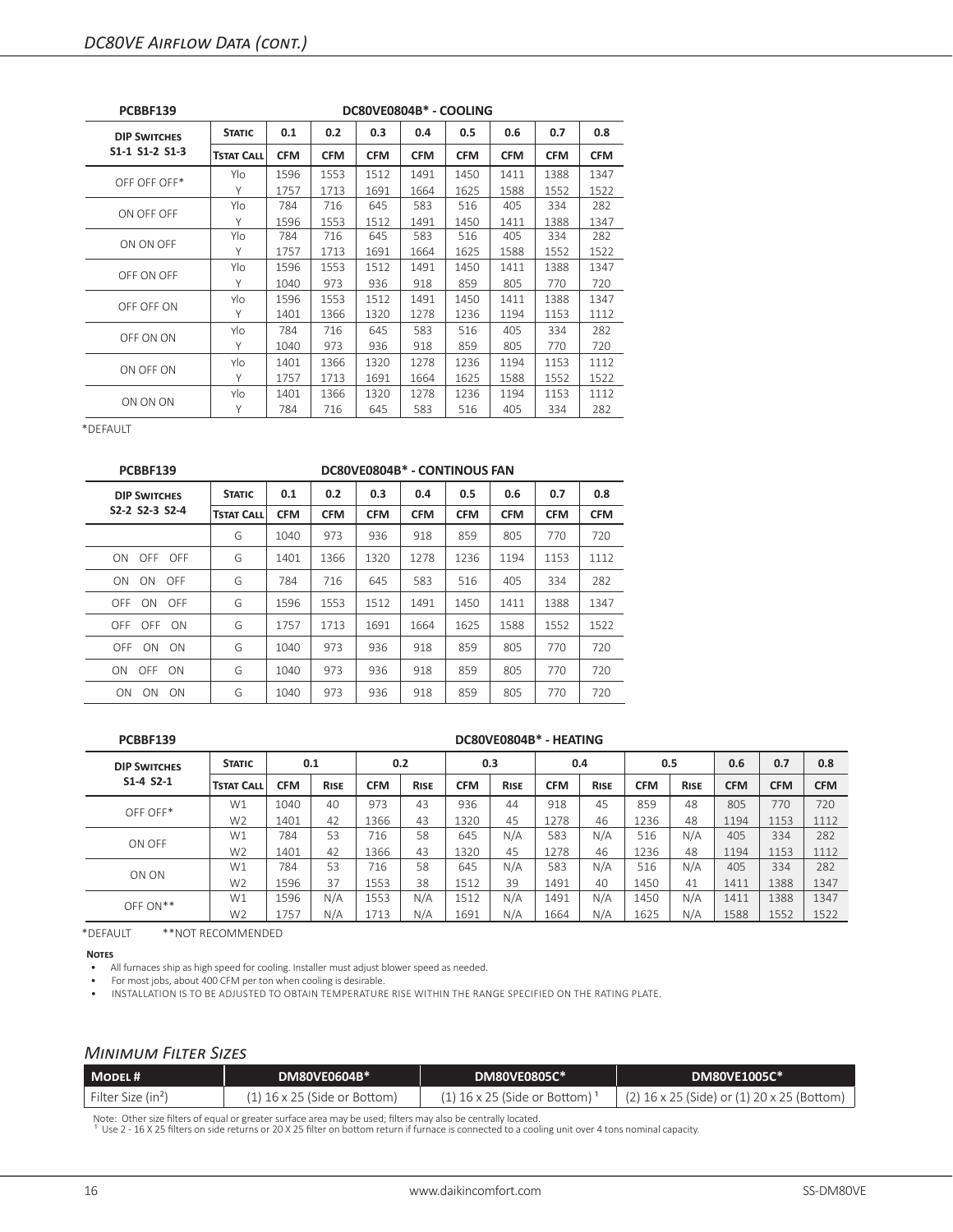## DC80VE Airflow Data (cont.)

| PCBBF139 | DC80VE0804B* - COOLING | | | | | | | | |
|---|---|---|---|---|---|---|---|---|---|
| **DIP SWITCHES** | **STATIC** | **0.1** | **0.2** | **0.3** | **0.4** | **0.5** | **0.6** | **0.7** | **0.8** |
| **S1-1 S1-2 S1-3** | **TSTAT CALL** | **CFM** | **CFM** | **CFM** | **CFM** | **CFM** | **CFM** | **CFM** | **CFM** |
| OFF OFF OFF* | Ylo | 1596 | 1553 | 1512 | 1491 | 1450 | 1411 | 1388 | 1347 |
| | Y | 1757 | 1713 | 1691 | 1664 | 1625 | 1588 | 1552 | 1522 |
| ON OFF OFF | Ylo | 784 | 716 | 645 | 583 | 516 | 405 | 334 | 282 |
| | Y | 1596 | 1553 | 1512 | 1491 | 1450 | 1411 | 1388 | 1347 |
| ON ON OFF | Ylo | 784 | 716 | 645 | 583 | 516 | 405 | 334 | 282 |
| | Y | 1757 | 1713 | 1691 | 1664 | 1625 | 1588 | 1552 | 1522 |
| OFF ON OFF | Ylo | 1596 | 1553 | 1512 | 1491 | 1450 | 1411 | 1388 | 1347 |
| | Y | 1040 | 973 | 936 | 918 | 859 | 805 | 770 | 720 |
| OFF OFF ON | Ylo | 1596 | 1553 | 1512 | 1491 | 1450 | 1411 | 1388 | 1347 |
| | Y | 1401 | 1366 | 1320 | 1278 | 1236 | 1194 | 1153 | 1112 |
| OFF ON ON | Ylo | 784 | 716 | 645 | 583 | 516 | 405 | 334 | 282 |
| | Y | 1040 | 973 | 936 | 918 | 859 | 805 | 770 | 720 |
| ON OFF ON | Ylo | 1401 | 1366 | 1320 | 1278 | 1236 | 1194 | 1153 | 1112 |
| | Y | 1757 | 1713 | 1691 | 1664 | 1625 | 1588 | 1552 | 1522 |
| ON ON ON | Ylo | 1401 | 1366 | 1320 | 1278 | 1236 | 1194 | 1153 | 1112 |
| | Y | 784 | 716 | 645 | 583 | 516 | 405 | 334 | 282 |

*DEFAULT

| PCBBF139 | DC80VE0804B* - CONTINOUS FAN | | | | | | | | |
|---|---|---|---|---|---|---|---|---|---|
| **DIP SWITCHES** | **STATIC** | **0.1** | **0.2** | **0.3** | **0.4** | **0.5** | **0.6** | **0.7** | **0.8** |
| **S2-2 S2-3 S2-4** | **TSTAT CALL** | **CFM** | **CFM** | **CFM** | **CFM** | **CFM** | **CFM** | **CFM** | **CFM** |
| | G | 1040 | 973 | 936 | 918 | 859 | 805 | 770 | 720 |
| ON OFF OFF | G | 1401 | 1366 | 1320 | 1278 | 1236 | 1194 | 1153 | 1112 |
| ON ON OFF | G | 784 | 716 | 645 | 583 | 516 | 405 | 334 | 282 |
| OFF ON OFF | G | 1596 | 1553 | 1512 | 1491 | 1450 | 1411 | 1388 | 1347 |
| OFF OFF ON | G | 1757 | 1713 | 1691 | 1664 | 1625 | 1588 | 1552 | 1522 |
| OFF ON ON | G | 1040 | 973 | 936 | 918 | 859 | 805 | 770 | 720 |
| ON OFF ON | G | 1040 | 973 | 936 | 918 | 859 | 805 | 770 | 720 |
| ON ON ON | G | 1040 | 973 | 936 | 918 | 859 | 805 | 770 | 720 |

| PCBBF139 | DC80VE0804B* - HEATING | | | | | | | | | | | | | |
|---|---|---|---|---|---|---|---|---|---|---|---|---|---|---|
| **DIP SWITCHES** | **STATIC** | **0.1** | | **0.2** | | **0.3** | | **0.4** | | **0.5** | | **0.6** | **0.7** | **0.8** |
| **S1-4 S2-1** | **TSTAT CALL** | **CFM** | **RISE** | **CFM** | **RISE** | **CFM** | **RISE** | **CFM** | **RISE** | **CFM** | **RISE** | **CFM** | **CFM** | **CFM** |
| OFF OFF* | W1 | 1040 | 40 | 973 | 43 | 936 | 44 | 918 | 45 | 859 | 48 | 805 | 770 | 720 |
| | W2 | 1401 | 42 | 1366 | 43 | 1320 | 45 | 1278 | 46 | 1236 | 48 | 1194 | 1153 | 1112 |
| ON OFF | W1 | 784 | 53 | 716 | 58 | 645 | N/A | 583 | N/A | 516 | N/A | 405 | 334 | 282 |
| | W2 | 1401 | 42 | 1366 | 43 | 1320 | 45 | 1278 | 46 | 1236 | 48 | 1194 | 1153 | 1112 |
| ON ON | W1 | 784 | 53 | 716 | 58 | 645 | N/A | 583 | N/A | 516 | N/A | 405 | 334 | 282 |
| | W2 | 1596 | 37 | 1553 | 38 | 1512 | 39 | 1491 | 40 | 1450 | 41 | 1411 | 1388 | 1347 |
| OFF ON** | W1 | 1596 | N/A | 1553 | N/A | 1512 | N/A | 1491 | N/A | 1450 | N/A | 1411 | 1388 | 1347 |
| | W2 | 1757 | N/A | 1713 | N/A | 1691 | N/A | 1664 | N/A | 1625 | N/A | 1588 | 1552 | 1522 |

*DEFAULT **NOT RECOMMENDED

**NOTES**

- All furnaces ship as high speed for cooling. Installer must adjust blower speed as needed.
- For most jobs, about 400 CFM per ton when cooling is desirable.
- INSTALLATION IS TO BE ADJUSTED TO OBTAIN TEMPERATURE RISE WITHIN THE RANGE SPECIFIED ON THE RATING PLATE.

## Minimum Filter Sizes

| MODEL # | DM80VE0604B* | DM80VE0805C* | DM80VE1005C* |
|---|---|---|---|
| Filter Size (in²) | (1) 16 x 25 (Side or Bottom) | (1) 16 x 25 (Side or Bottom) [1] | (2) 16 x 25 (Side) or (1) 20 x 25 (Bottom) |

Note: Other size filters of equal or greater surface area may be used; filters may also be centrally located.
[1] Use 2 - 16 X 25 filters on side returns or 20 X 25 filter on bottom return if furnace is connected to a cooling unit over 4 tons nominal capacity.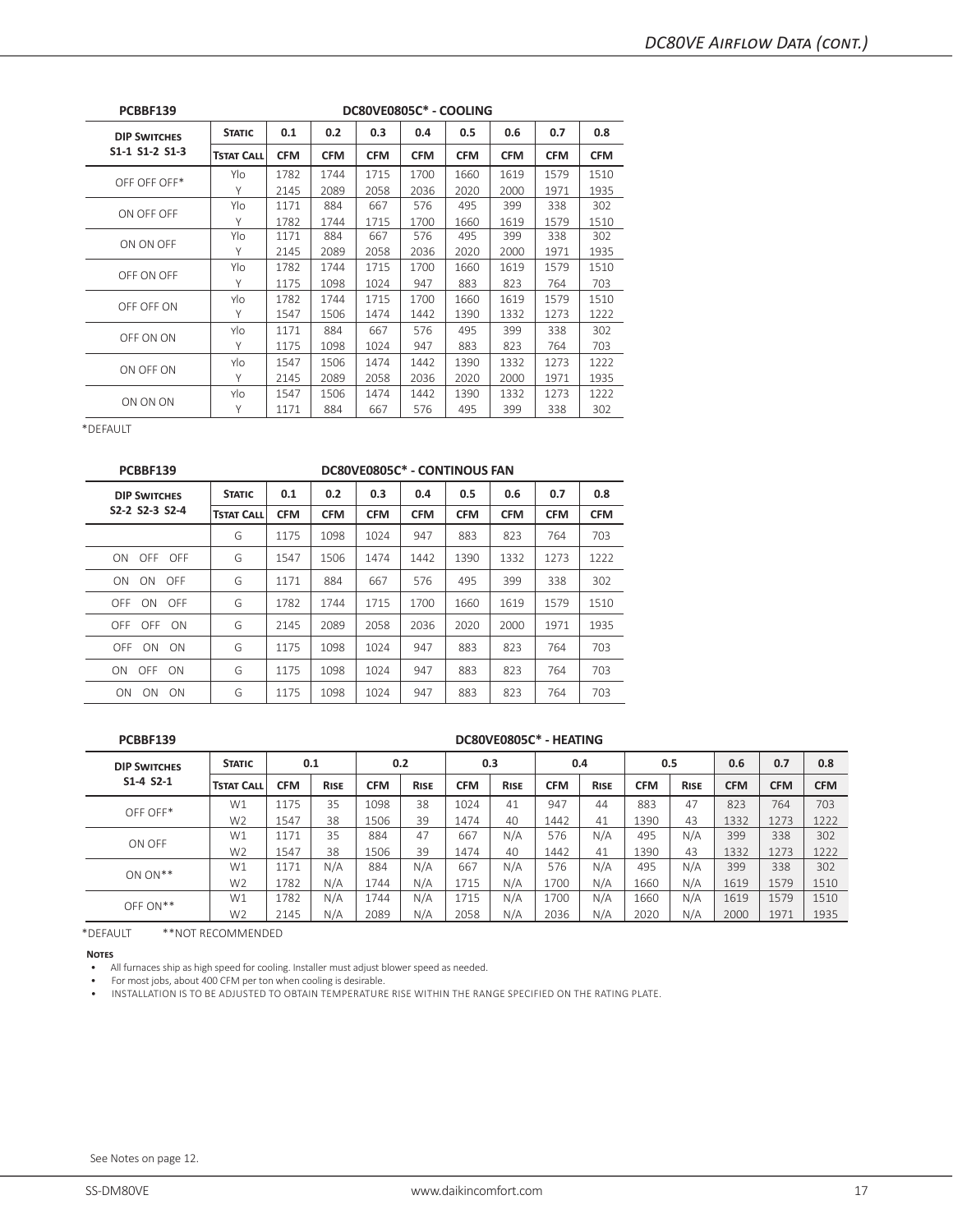## DC80VE Airflow Data (cont.)

| PCBBF139 | DC80VE0805C* - COOLING | | | | | | | | |
|---|---|---|---|---|---|---|---|---|---|
| **DIP Switches** | **Static** | **0.1** | **0.2** | **0.3** | **0.4** | **0.5** | **0.6** | **0.7** | **0.8** |
| **S1-1 S1-2 S1-3** | **Tstat Call** | **CFM** | **CFM** | **CFM** | **CFM** | **CFM** | **CFM** | **CFM** | **CFM** |
| OFF OFF OFF* | Ylo | 1782 | 1744 | 1715 | 1700 | 1660 | 1619 | 1579 | 1510 |
| | Y | 2145 | 2089 | 2058 | 2036 | 2020 | 2000 | 1971 | 1935 |
| ON OFF OFF | Ylo | 1171 | 884 | 667 | 576 | 495 | 399 | 338 | 302 |
| | Y | 1782 | 1744 | 1715 | 1700 | 1660 | 1619 | 1579 | 1510 |
| ON ON OFF | Ylo | 1171 | 884 | 667 | 576 | 495 | 399 | 338 | 302 |
| | Y | 2145 | 2089 | 2058 | 2036 | 2020 | 2000 | 1971 | 1935 |
| OFF ON OFF | Ylo | 1782 | 1744 | 1715 | 1700 | 1660 | 1619 | 1579 | 1510 |
| | Y | 1175 | 1098 | 1024 | 947 | 883 | 823 | 764 | 703 |
| OFF OFF ON | Ylo | 1782 | 1744 | 1715 | 1700 | 1660 | 1619 | 1579 | 1510 |
| | Y | 1547 | 1506 | 1474 | 1442 | 1390 | 1332 | 1273 | 1222 |
| OFF ON ON | Ylo | 1171 | 884 | 667 | 576 | 495 | 399 | 338 | 302 |
| | Y | 1175 | 1098 | 1024 | 947 | 883 | 823 | 764 | 703 |
| ON OFF ON | Ylo | 1547 | 1506 | 1474 | 1442 | 1390 | 1332 | 1273 | 1222 |
| | Y | 2145 | 2089 | 2058 | 2036 | 2020 | 2000 | 1971 | 1935 |
| ON ON ON | Ylo | 1547 | 1506 | 1474 | 1442 | 1390 | 1332 | 1273 | 1222 |
| | Y | 1171 | 884 | 667 | 576 | 495 | 399 | 338 | 302 |

*DEFAULT

| PCBBF139 | DC80VE0805C* - CONTINOUS FAN | | | | | | | | |
|---|---|---|---|---|---|---|---|---|---|
| **DIP Switches** | **Static** | **0.1** | **0.2** | **0.3** | **0.4** | **0.5** | **0.6** | **0.7** | **0.8** |
| **S2-2 S2-3 S2-4** | **Tstat Call** | **CFM** | **CFM** | **CFM** | **CFM** | **CFM** | **CFM** | **CFM** | **CFM** |
| | G | 1175 | 1098 | 1024 | 947 | 883 | 823 | 764 | 703 |
| ON OFF OFF | G | 1547 | 1506 | 1474 | 1442 | 1390 | 1332 | 1273 | 1222 |
| ON ON OFF | G | 1171 | 884 | 667 | 576 | 495 | 399 | 338 | 302 |
| OFF ON OFF | G | 1782 | 1744 | 1715 | 1700 | 1660 | 1619 | 1579 | 1510 |
| OFF OFF ON | G | 2145 | 2089 | 2058 | 2036 | 2020 | 2000 | 1971 | 1935 |
| OFF ON ON | G | 1175 | 1098 | 1024 | 947 | 883 | 823 | 764 | 703 |
| ON OFF ON | G | 1175 | 1098 | 1024 | 947 | 883 | 823 | 764 | 703 |
| ON ON ON | G | 1175 | 1098 | 1024 | 947 | 883 | 823 | 764 | 703 |

| PCBBF139 | DC80VE0805C* - HEATING | | | | | | | | | | | | | |
|---|---|---|---|---|---|---|---|---|---|---|---|---|---|---|
| **DIP Switches** | **Static** | **0.1** | | **0.2** | | **0.3** | | **0.4** | | **0.5** | | **0.6** | **0.7** | **0.8** |
| **S1-4 S2-1** | **Tstat Call** | **CFM** | **Rise** | **CFM** | **Rise** | **CFM** | **Rise** | **CFM** | **Rise** | **CFM** | **Rise** | **CFM** | **CFM** | **CFM** |
| OFF OFF* | W1 | 1175 | 35 | 1098 | 38 | 1024 | 41 | 947 | 44 | 883 | 47 | 823 | 764 | 703 |
| | W2 | 1547 | 38 | 1506 | 39 | 1474 | 40 | 1442 | 41 | 1390 | 43 | 1332 | 1273 | 1222 |
| ON OFF | W1 | 1171 | 35 | 884 | 47 | 667 | N/A | 576 | N/A | 495 | N/A | 399 | 338 | 302 |
| | W2 | 1547 | 38 | 1506 | 39 | 1474 | 40 | 1442 | 41 | 1390 | 43 | 1332 | 1273 | 1222 |
| ON ON** | W1 | 1171 | N/A | 884 | N/A | 667 | N/A | 576 | N/A | 495 | N/A | 399 | 338 | 302 |
| | W2 | 1782 | N/A | 1744 | N/A | 1715 | N/A | 1700 | N/A | 1660 | N/A | 1619 | 1579 | 1510 |
| OFF ON** | W1 | 1782 | N/A | 1744 | N/A | 1715 | N/A | 1700 | N/A | 1660 | N/A | 1619 | 1579 | 1510 |
| | W2 | 2145 | N/A | 2089 | N/A | 2058 | N/A | 2036 | N/A | 2020 | N/A | 2000 | 1971 | 1935 |

*DEFAULT **NOT RECOMMENDED

**Notes**

- All furnaces ship as high speed for cooling. Installer must adjust blower speed as needed.
- For most jobs, about 400 CFM per ton when cooling is desirable.
- INSTALLATION IS TO BE ADJUSTED TO OBTAIN TEMPERATURE RISE WITHIN THE RANGE SPECIFIED ON THE RATING PLATE.

See Notes on page 12.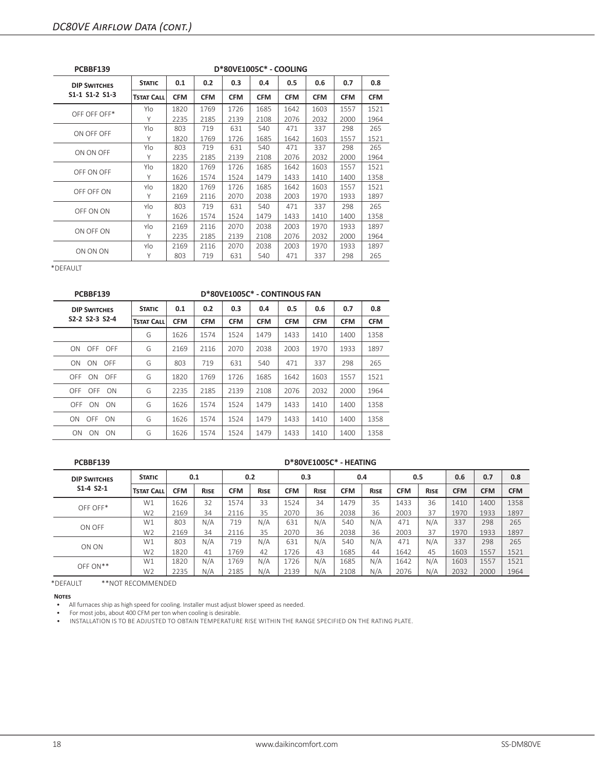## DC80VE Airflow Data (cont.)

| PCBBF139 | D*80VE1005C* - COOLING | | | | | | | | |
|---|---|---|---|---|---|---|---|---|---|
| **DIP Switches** | **Static** | **0.1** | **0.2** | **0.3** | **0.4** | **0.5** | **0.6** | **0.7** | **0.8** |
| **S1-1 S1-2 S1-3** | **Tstat Call** | **CFM** | **CFM** | **CFM** | **CFM** | **CFM** | **CFM** | **CFM** | **CFM** |
| OFF OFF OFF* | Ylo | 1820 | 1769 | 1726 | 1685 | 1642 | 1603 | 1557 | 1521 |
| | Y | 2235 | 2185 | 2139 | 2108 | 2076 | 2032 | 2000 | 1964 |
| ON OFF OFF | Ylo | 803 | 719 | 631 | 540 | 471 | 337 | 298 | 265 |
| | Y | 1820 | 1769 | 1726 | 1685 | 1642 | 1603 | 1557 | 1521 |
| ON ON OFF | Ylo | 803 | 719 | 631 | 540 | 471 | 337 | 298 | 265 |
| | Y | 2235 | 2185 | 2139 | 2108 | 2076 | 2032 | 2000 | 1964 |
| OFF ON OFF | Ylo | 1820 | 1769 | 1726 | 1685 | 1642 | 1603 | 1557 | 1521 |
| | Y | 1626 | 1574 | 1524 | 1479 | 1433 | 1410 | 1400 | 1358 |
| OFF OFF ON | Ylo | 1820 | 1769 | 1726 | 1685 | 1642 | 1603 | 1557 | 1521 |
| | Y | 2169 | 2116 | 2070 | 2038 | 2003 | 1970 | 1933 | 1897 |
| OFF ON ON | Ylo | 803 | 719 | 631 | 540 | 471 | 337 | 298 | 265 |
| | Y | 1626 | 1574 | 1524 | 1479 | 1433 | 1410 | 1400 | 1358 |
| ON OFF ON | Ylo | 2169 | 2116 | 2070 | 2038 | 2003 | 1970 | 1933 | 1897 |
| | Y | 2235 | 2185 | 2139 | 2108 | 2076 | 2032 | 2000 | 1964 |
| ON ON ON | Ylo | 2169 | 2116 | 2070 | 2038 | 2003 | 1970 | 1933 | 1897 |
| | Y | 803 | 719 | 631 | 540 | 471 | 337 | 298 | 265 |

*DEFAULT

| PCBBF139 | D*80VE1005C* - CONTINOUS FAN | | | | | | | | |
|---|---|---|---|---|---|---|---|---|---|
| **DIP Switches** | **Static** | **0.1** | **0.2** | **0.3** | **0.4** | **0.5** | **0.6** | **0.7** | **0.8** |
| **S2-2 S2-3 S2-4** | **Tstat Call** | **CFM** | **CFM** | **CFM** | **CFM** | **CFM** | **CFM** | **CFM** | **CFM** |
| | G | 1626 | 1574 | 1524 | 1479 | 1433 | 1410 | 1400 | 1358 |
| ON OFF OFF | G | 2169 | 2116 | 2070 | 2038 | 2003 | 1970 | 1933 | 1897 |
| ON ON OFF | G | 803 | 719 | 631 | 540 | 471 | 337 | 298 | 265 |
| OFF ON OFF | G | 1820 | 1769 | 1726 | 1685 | 1642 | 1603 | 1557 | 1521 |
| OFF OFF ON | G | 2235 | 2185 | 2139 | 2108 | 2076 | 2032 | 2000 | 1964 |
| OFF ON ON | G | 1626 | 1574 | 1524 | 1479 | 1433 | 1410 | 1400 | 1358 |
| ON OFF ON | G | 1626 | 1574 | 1524 | 1479 | 1433 | 1410 | 1400 | 1358 |
| ON ON ON | G | 1626 | 1574 | 1524 | 1479 | 1433 | 1410 | 1400 | 1358 |

| PCBBF139 | D*80VE1005C* - HEATING | | | | | | | | | | | | | |
|---|---|---|---|---|---|---|---|---|---|---|---|---|---|---|
| **DIP Switches** | **Static** | **0.1** | | **0.2** | | **0.3** | | **0.4** | | **0.5** | | **0.6** | **0.7** | **0.8** |
| **S1-4 S2-1** | **Tstat Call** | **CFM** | **Rise** | **CFM** | **Rise** | **CFM** | **Rise** | **CFM** | **Rise** | **CFM** | **Rise** | **CFM** | **CFM** | **CFM** |
| OFF OFF* | W1 | 1626 | 32 | 1574 | 33 | 1524 | 34 | 1479 | 35 | 1433 | 36 | 1410 | 1400 | 1358 |
| | W2 | 2169 | 34 | 2116 | 35 | 2070 | 36 | 2038 | 36 | 2003 | 37 | 1970 | 1933 | 1897 |
| ON OFF | W1 | 803 | N/A | 719 | N/A | 631 | N/A | 540 | N/A | 471 | N/A | 337 | 298 | 265 |
| | W2 | 2169 | 34 | 2116 | 35 | 2070 | 36 | 2038 | 36 | 2003 | 37 | 1970 | 1933 | 1897 |
| ON ON | W1 | 803 | N/A | 719 | N/A | 631 | N/A | 540 | N/A | 471 | N/A | 337 | 298 | 265 |
| | W2 | 1820 | 41 | 1769 | 42 | 1726 | 43 | 1685 | 44 | 1642 | 45 | 1603 | 1557 | 1521 |
| OFF ON** | W1 | 1820 | N/A | 1769 | N/A | 1726 | N/A | 1685 | N/A | 1642 | N/A | 1603 | 1557 | 1521 |
| | W2 | 2235 | N/A | 2185 | N/A | 2139 | N/A | 2108 | N/A | 2076 | N/A | 2032 | 2000 | 1964 |

*DEFAULT **NOT RECOMMENDED

**Notes**

- All furnaces ship as high speed for cooling. Installer must adjust blower speed as needed.
- For most jobs, about 400 CFM per ton when cooling is desirable.
- INSTALLATION IS TO BE ADJUSTED TO OBTAIN TEMPERATURE RISE WITHIN THE RANGE SPECIFIED ON THE RATING PLATE.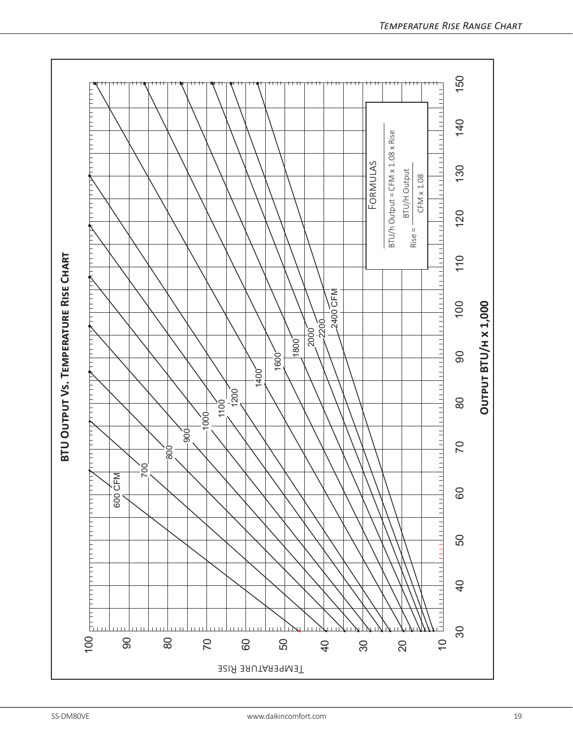## BTU Output Vs. Temperature Rise Chart

Temperature Rise (vertical axis): 10, 20, 30, 40, 50, 60, 70, 80, 90, 100

Output BTU/h x 1,000 (horizontal axis): 30, 40, 50, 60, 70, 80, 90, 100, 110, 120, 130, 140, 150

CFM lines: 600 CFM, 700, 800, 900, 1000, 1100, 1200, 1400, 1600, 1800, 2000, 2200, 2400 CFM

**Formulas**

BTU/h Output = CFM x 1.08 x Rise

$$\text{Rise} = \frac{\text{BTU/H Output}}{\text{CFM} \times 1.08}$$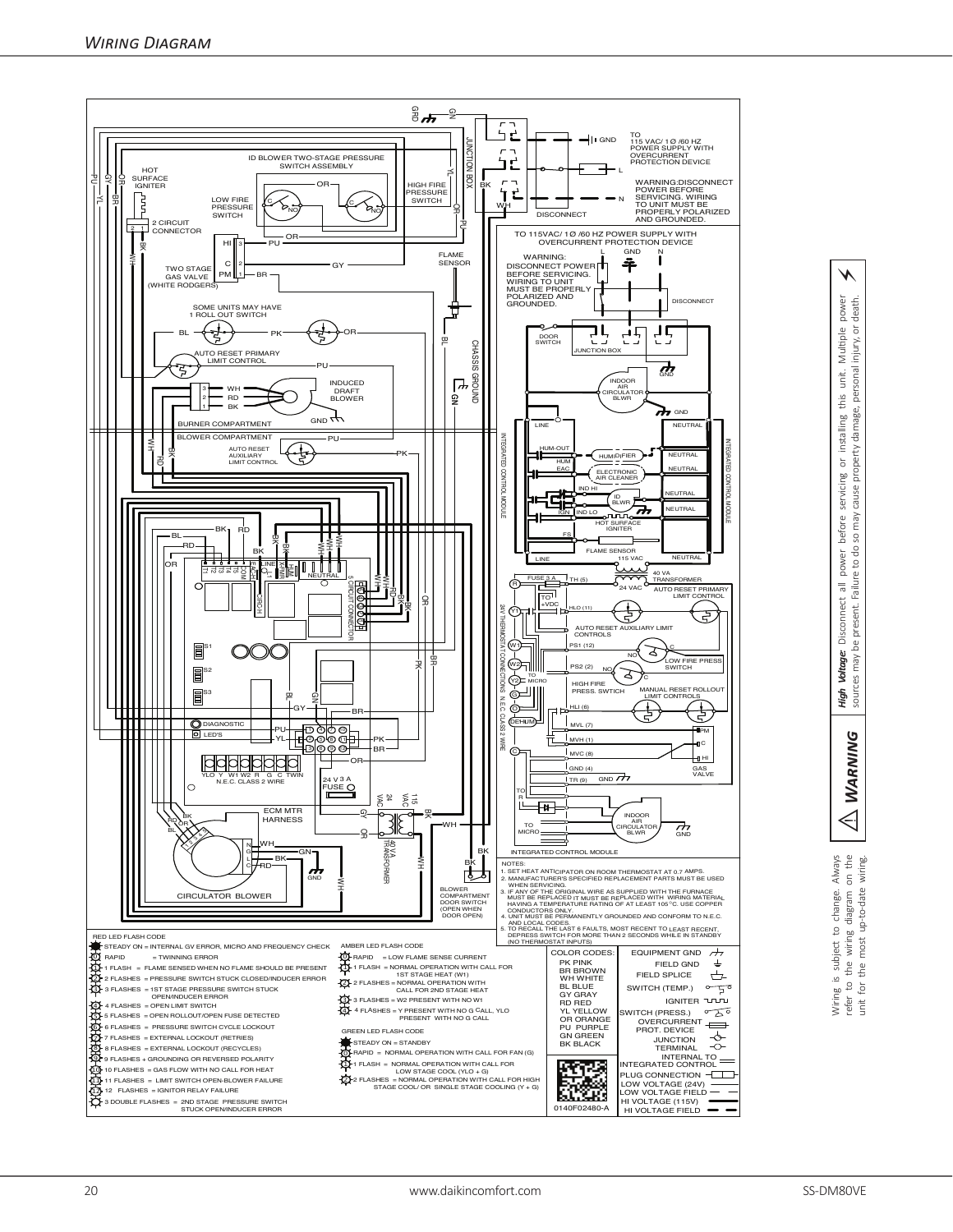## Wiring Diagram

NOTES:
1. SET HEAT ANTICIPATOR ON ROOM THERMOSTAT AT 0.7 AMPS.
2. MANUFACTURER'S SPECIFIED REPLACEMENT PARTS MUST BE USED WHEN SERVICING.
3. IF ANY OF THE ORIGINAL WIRE AS SUPPLIED WITH THE FURNACE MUST BE REPLACED IT MUST BE REPLACED WITH WIRING MATERIAL HAVING A TEMPERATURE RATING OF AT LEAST 105°C. USE COPPER CONDUCTORS ONLY.
4. UNIT MUST BE PERMANENTLY GROUNDED AND CONFORM TO N.E.C. AND LOCAL CODES.
5. TO RECALL THE LAST 6 FAULTS, MOST RECENT TO LEAST RECENT, DEPRESS SWITCH FOR MORE THAN 2 SECONDS WHILE IN STANDBY (NO THERMOSTAT INPUTS)

WARNING: DISCONNECT POWER BEFORE SERVICING. WIRING TO UNIT MUST BE PROPERLY POLARIZED AND GROUNDED.

TO 115 VAC/ 1Ø /60 HZ POWER SUPPLY WITH OVERCURRENT PROTECTION DEVICE

**RED LED FLASH CODE**
- STEADY ON = INTERNAL GV ERROR, MICRO AND FREQUENCY CHECK
- RAPID = TWINNING ERROR
- 1 FLASH = FLAME SENSED WHEN NO FLAME SHOULD BE PRESENT
- 2 FLASHES = PRESSURE SWITCH STUCK CLOSED/INDUCER ERROR
- 3 FLASHES = 1ST STAGE PRESSURE SWITCH STUCK OPEN/INDUCER ERROR
- 4 FLASHES = OPEN LIMIT SWITCH
- 5 FLASHES = OPEN ROLLOUT/OPEN FUSE DETECTED
- 6 FLASHES = PRESSURE SWITCH CYCLE LOCKOUT
- 7 FLASHES = EXTERNAL LOCKOUT (RETRIES)
- 8 FLASHES = EXTERNAL LOCKOUT (RECYCLES)
- 9 FLASHES + GROUNDING OR REVERSED POLARITY
- 10 FLASHES = GAS FLOW WITH NO CALL FOR HEAT
- 11 FLASHES = LIMIT SWITCH OPEN-BLOWER FAILURE
- 12 FLASHES = IGNITOR RELAY FAILURE
- 3 DOUBLE FLASHES = 2ND STAGE PRESSURE SWITCH STUCK OPEN/INDUCER ERROR

**AMBER LED FLASH CODE**
- RAPID = LOW FLAME SENSE CURRENT
- 1 FLASH = NORMAL OPERATION WITH CALL FOR 1ST STAGE HEAT (W1)
- 2 FLASHES = NORMAL OPERATION WITH CALL FOR 2ND STAGE HEAT
- 3 FLASHES = W2 PRESENT WITH NO W1
- 4 FLASHES = Y PRESENT WITH NO G CALL, YLO PRESENT WITH NO G CALL

**GREEN LED FLASH CODE**
- STEADY ON = STANDBY
- RAPID = NORMAL OPERATION WITH CALL FOR FAN (G)
- 1 FLASH = NORMAL OPERATION WITH CALL FOR LOW STAGE COOL (YLO + G)
- 2 FLASHES = NORMAL OPERATION WITH CALL FOR HIGH STAGE COOL/ OR SINGLE STAGE COOLING (Y + G)

**COLOR CODES:**
PK PINK
BR BROWN
WH WHITE
BL BLUE
GY GRAY
RD RED
YL YELLOW
OR ORANGE
PU PURPLE
GN GREEN
BK BLACK

EQUIPMENT GND, FIELD GND, FIELD SPLICE, SWITCH (TEMP.), IGNITER, SWITCH (PRESS.), OVERCURRENT PROT. DEVICE, JUNCTION, TERMINAL, INTERNAL TO INTEGRATED CONTROL, PLUG CONNECTION, LOW VOLTAGE (24V), LOW VOLTAGE FIELD, HI VOLTAGE (115V), HI VOLTAGE FIELD

0140F02480-A

⚠ **WARNING**

***High Voltage:*** Disconnect all power before servicing or installing this unit. Multiple power sources may be present. Failure to do so may cause property damage, personal injury, or death.

Wiring is subject to change. Always refer to the wiring diagram on the unit for the most up-to-date wiring.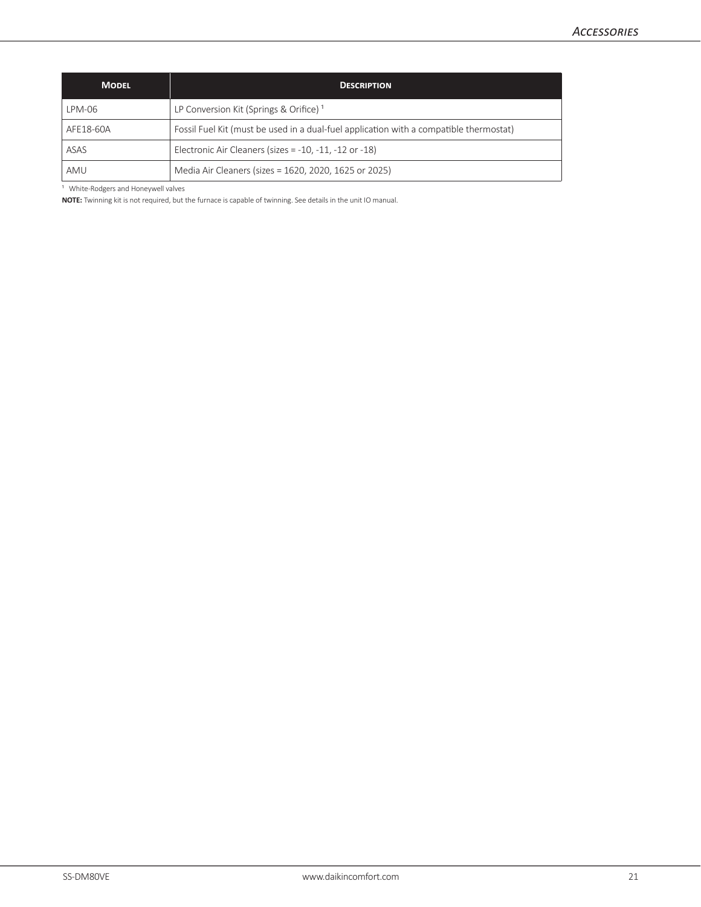| Model | Description |
| --- | --- |
| LPM-06 | LP Conversion Kit (Springs & Orifice) [1] |
| AFE18-60A | Fossil Fuel Kit (must be used in a dual-fuel application with a compatible thermostat) |
| ASAS | Electronic Air Cleaners (sizes = -10, -11, -12 or -18) |
| AMU | Media Air Cleaners (sizes = 1620, 2020, 1625 or 2025) |

[1] White-Rodgers and Honeywell valves

**NOTE:** Twinning kit is not required, but the furnace is capable of twinning. See details in the unit IO manual.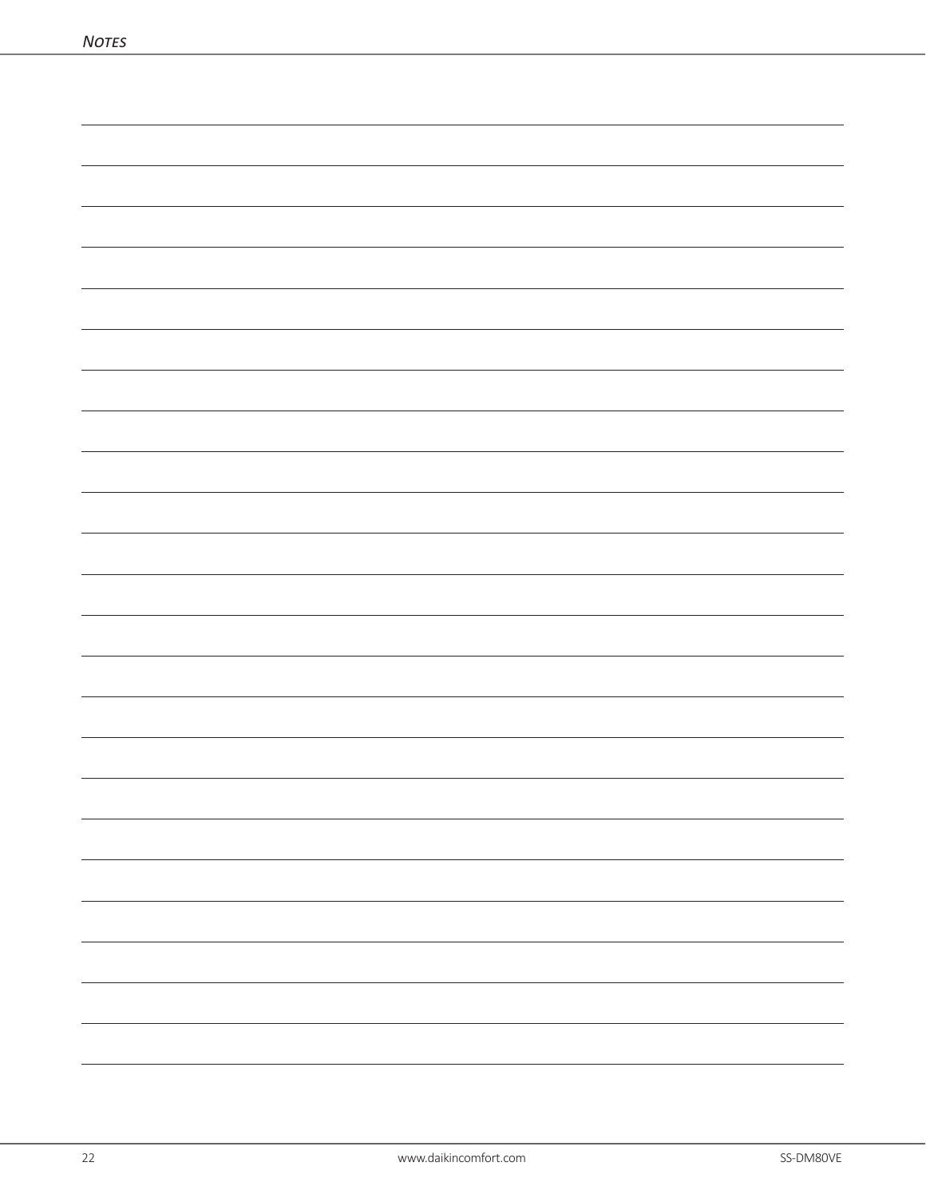# Notes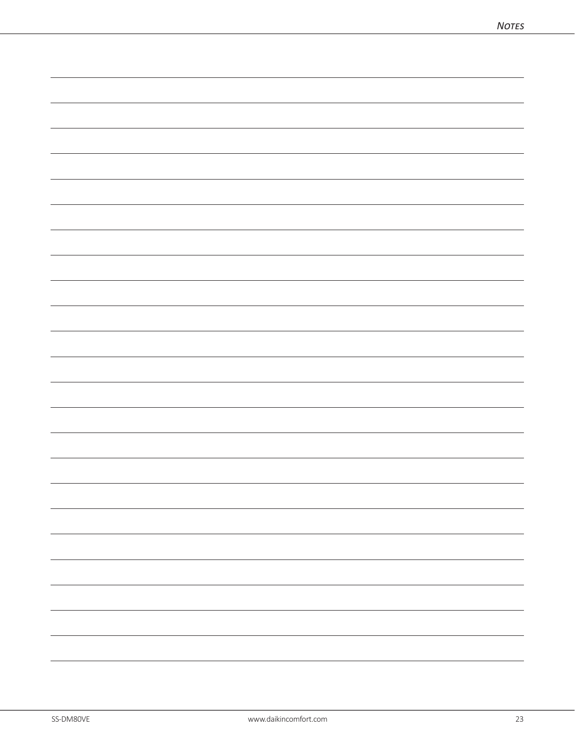# Notes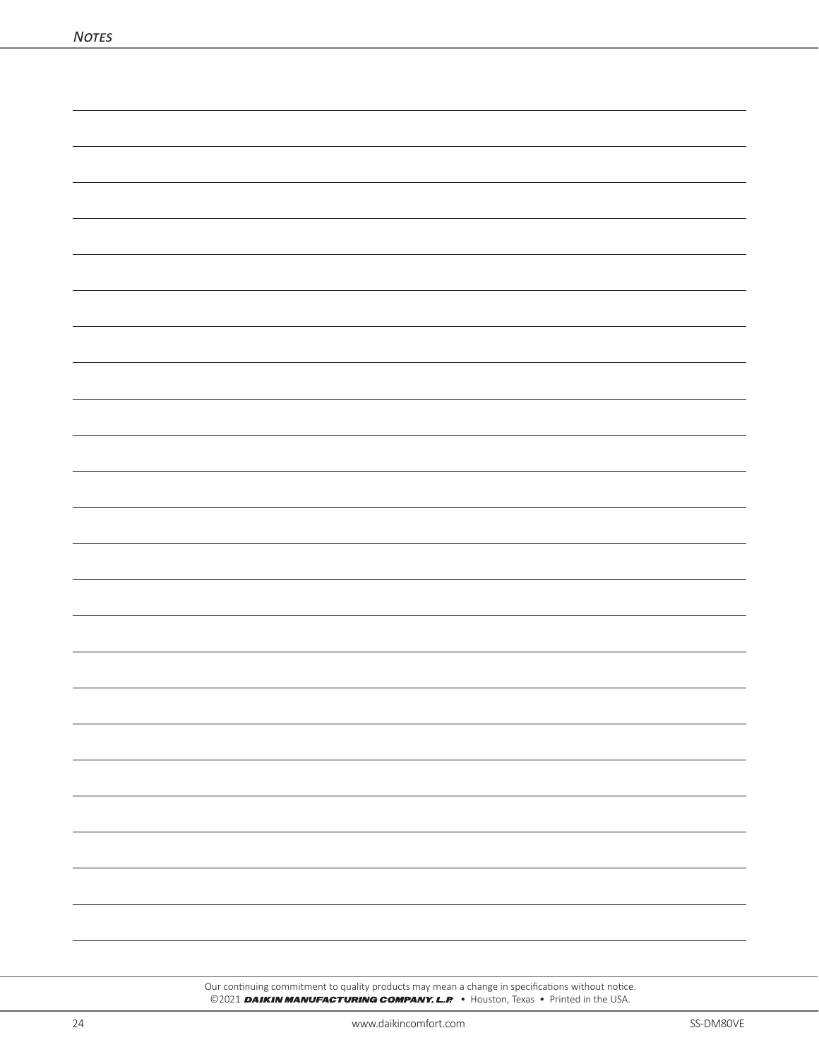## *Notes*

Our continuing commitment to quality products may mean a change in specifications without notice.
©2021 ***DAIKIN MANUFACTURING COMPANY, L.P.*** • Houston, Texas • Printed in the USA.